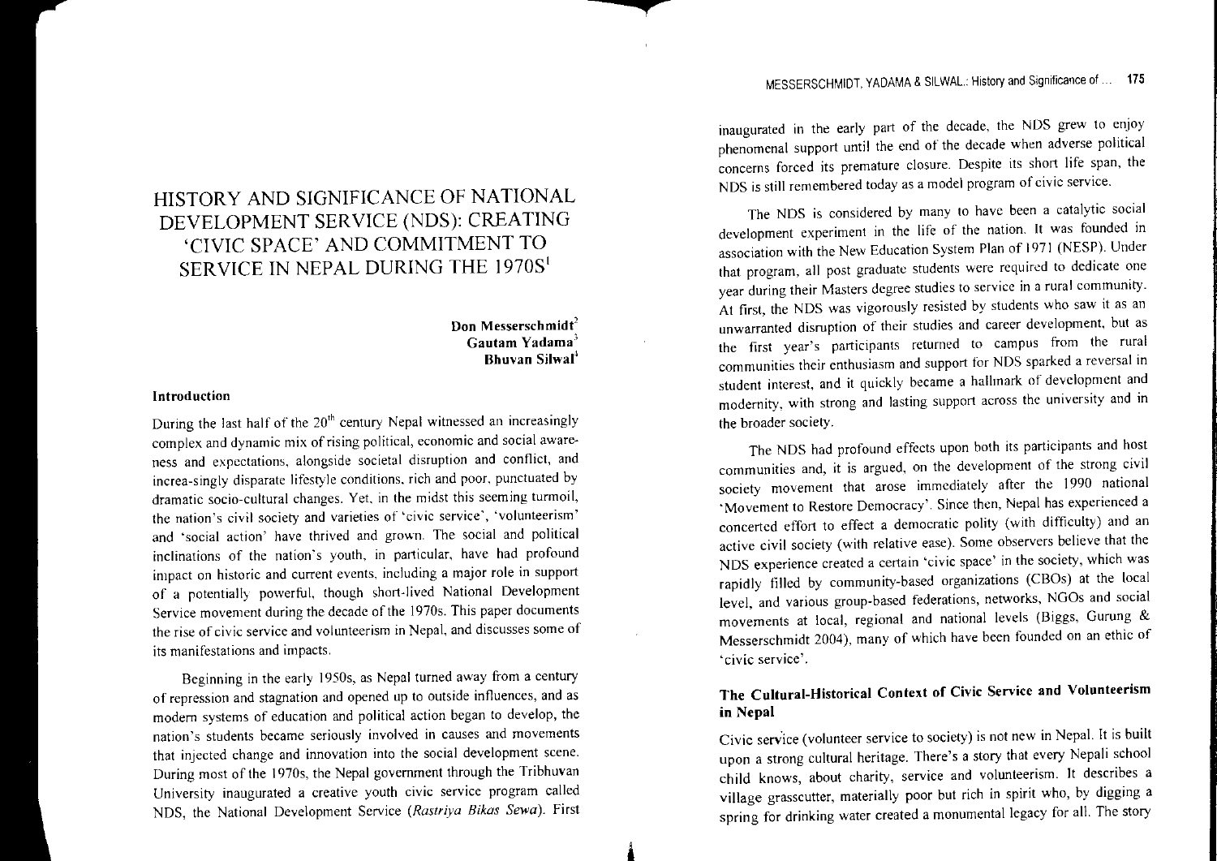# HISTORY AND SIGNIFICANCE OF NATIONAL DEVELOPMENT SERVICE (NDS): CREATING 'CIVIC SPACE' AND COMMITMENT TO SERVICE IN NEPAL DURING THE 1970S[1]

**Don Messerschmidt**[2]
**Gautam Yadama**[3]
**Bhuvan Silwal**[4]

## Introduction

During the last half of the 20th century Nepal witnessed an increasingly complex and dynamic mix of rising political, economic and social awareness and expectations, alongside societal disruption and conflict, and increa-singly disparate lifestyle conditions, rich and poor, punctuated by dramatic socio-cultural changes. Yet, in the midst this seeming turmoil, the nation's civil society and varieties of 'civic service', 'volunteerism' and 'social action' have thrived and grown. The social and political inclinations of the nation's youth, in particular, have had profound impact on historic and current events, including a major role in support of a potentially powerful, though short-lived National Development Service movement during the decade of the 1970s. This paper documents the rise of civic service and volunteerism in Nepal, and discusses some of its manifestations and impacts.

Beginning in the early 1950s, as Nepal turned away from a century of repression and stagnation and opened up to outside influences, and as modern systems of education and political action began to develop, the nation's students became seriously involved in causes and movements that injected change and innovation into the social development scene. During most of the 1970s, the Nepal government through the Tribhuvan University inaugurated a creative youth civic service program called NDS, the National Development Service (*Rastriya Bikas Sewa*). First inaugurated in the early part of the decade, the NDS grew to enjoy phenomenal support until the end of the decade when adverse political concerns forced its premature closure. Despite its short life span, the NDS is still remembered today as a model program of civic service.

The NDS is considered by many to have been a catalytic social development experiment in the life of the nation. It was founded in association with the New Education System Plan of 1971 (NESP). Under that program, all post graduate students were required to dedicate one year during their Masters degree studies to service in a rural community. At first, the NDS was vigorously resisted by students who saw it as an unwarranted disruption of their studies and career development, but as the first year's participants returned to campus from the rural communities their enthusiasm and support for NDS sparked a reversal in student interest, and it quickly became a hallmark of development and modernity, with strong and lasting support across the university and in the broader society.

The NDS had profound effects upon both its participants and host communities and, it is argued, on the development of the strong civil society movement that arose immediately after the 1990 national 'Movement to Restore Democracy'. Since then, Nepal has experienced a concerted effort to effect a democratic polity (with difficulty) and an active civil society (with relative ease). Some observers believe that the NDS experience created a certain 'civic space' in the society, which was rapidly filled by community-based organizations (CBOs) at the local level, and various group-based federations, networks, NGOs and social movements at local, regional and national levels (Biggs, Gurung & Messerschmidt 2004), many of which have been founded on an ethic of 'civic service'.

## The Cultural-Historical Context of Civic Service and Volunteerism in Nepal

Civic service (volunteer service to society) is not new in Nepal. It is built upon a strong cultural heritage. There's a story that every Nepali school child knows, about charity, service and volunteerism. It describes a village grasscutter, materially poor but rich in spirit who, by digging a spring for drinking water created a monumental legacy for all. The story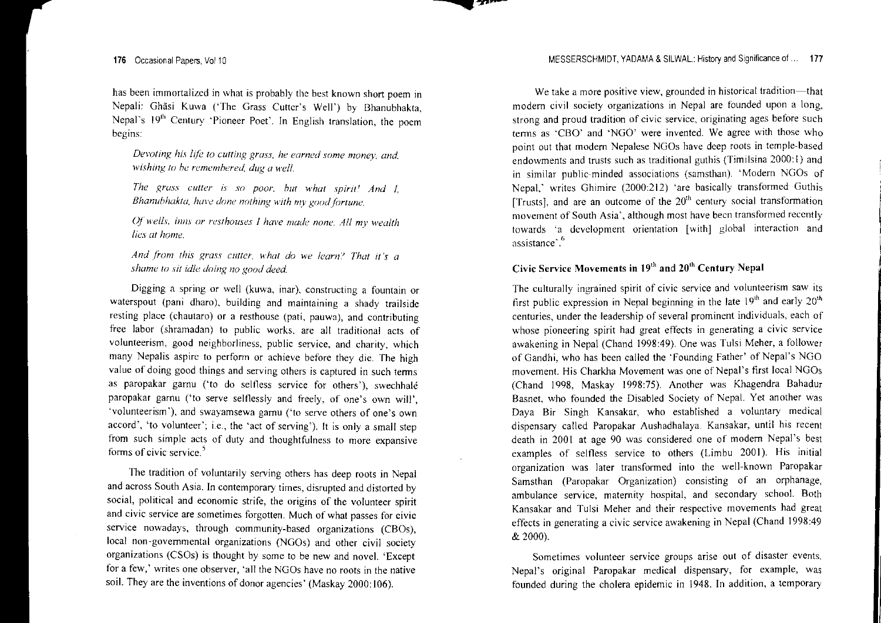has been immortalized in what is probably the best known short poem in Nepali: Ghāsi Kuwa ('The Grass Cutter's Well') by Bhanubhakta, Nepal's 19th Century 'Pioneer Poet'. In English translation, the poem begins:

> *Devoting his life to cutting grass, he earned some money, and, wishing to be remembered, dug a well.*
>
> *The grass cutter is so poor, but what spirit! And I, Bhanubhakta, have done nothing with my good fortune.*
>
> *Of wells, inns or resthouses I have made none. All my wealth lies at home.*
>
> *And from this grass cutter, what do we learn? That it's a shame to sit idle doing no good deed.*

Digging a spring or well (kuwa, inar), constructing a fountain or waterspout (pani dharo), building and maintaining a shady trailside resting place (chautaro) or a resthouse (pati, pauwa), and contributing free labor (shramadan) to public works, are all traditional acts of volunteerism, good neighborliness, public service, and charity, which many Nepalis aspire to perform or achieve before they die. The high value of doing good things and serving others is captured in such terms as paropakar garnu ('to do selfless service for others'), swechhalé paropakar garnu ('to serve selflessly and freely, of one's own will', 'volunteerism'), and swayamsewa garnu ('to serve others of one's own accord', 'to volunteer'; i.e., the 'act of serving'). It is only a small step from such simple acts of duty and thoughtfulness to more expansive forms of civic service.[5]

The tradition of voluntarily serving others has deep roots in Nepal and across South Asia. In contemporary times, disrupted and distorted by social, political and economic strife, the origins of the volunteer spirit and civic service are sometimes forgotten. Much of what passes for civic service nowadays, through community-based organizations (CBOs), local non-governmental organizations (NGOs) and other civil society organizations (CSOs) is thought by some to be new and novel. 'Except for a few,' writes one observer, 'all the NGOs have no roots in the native soil. They are the inventions of donor agencies' (Maskay 2000:106).

We take a more positive view, grounded in historical tradition—that modern civil society organizations in Nepal are founded upon a long, strong and proud tradition of civic service, originating ages before such terms as 'CBO' and 'NGO' were invented. We agree with those who point out that modern Nepalese NGOs have deep roots in temple-based endowments and trusts such as traditional guthis (Timilsina 2000:1) and in similar public-minded associations (samsthan). 'Modern NGOs of Nepal,' writes Ghimire (2000:212) 'are basically transformed Guthis [Trusts], and are an outcome of the 20th century social transformation movement of South Asia', although most have been transformed recently towards 'a development orientation [with] global interaction and assistance'.[6]

## Civic Service Movements in 19th and 20th Century Nepal

The culturally ingrained spirit of civic service and volunteerism saw its first public expression in Nepal beginning in the late 19th and early 20th centuries, under the leadership of several prominent individuals, each of whose pioneering spirit had great effects in generating a civic service awakening in Nepal (Chand 1998:49). One was Tulsi Meher, a follower of Gandhi, who has been called the 'Founding Father' of Nepal's NGO movement. His Charkha Movement was one of Nepal's first local NGOs (Chand 1998, Maskay 1998:75). Another was Khagendra Bahadur Basnet, who founded the Disabled Society of Nepal. Yet another was Daya Bir Singh Kansakar, who established a voluntary medical dispensary called Paropakar Aushadhalaya. Kansakar, until his recent death in 2001 at age 90 was considered one of modern Nepal's best examples of selfless service to others (Limbu 2001). His initial organization was later transformed into the well-known Paropakar Samsthan (Paropakar Organization) consisting of an orphanage, ambulance service, maternity hospital, and secondary school. Both Kansakar and Tulsi Meher and their respective movements had great effects in generating a civic service awakening in Nepal (Chand 1998:49 & 2000).

Sometimes volunteer service groups arise out of disaster events. Nepal's original Paropakar medical dispensary, for example, was founded during the cholera epidemic in 1948. In addition, a temporary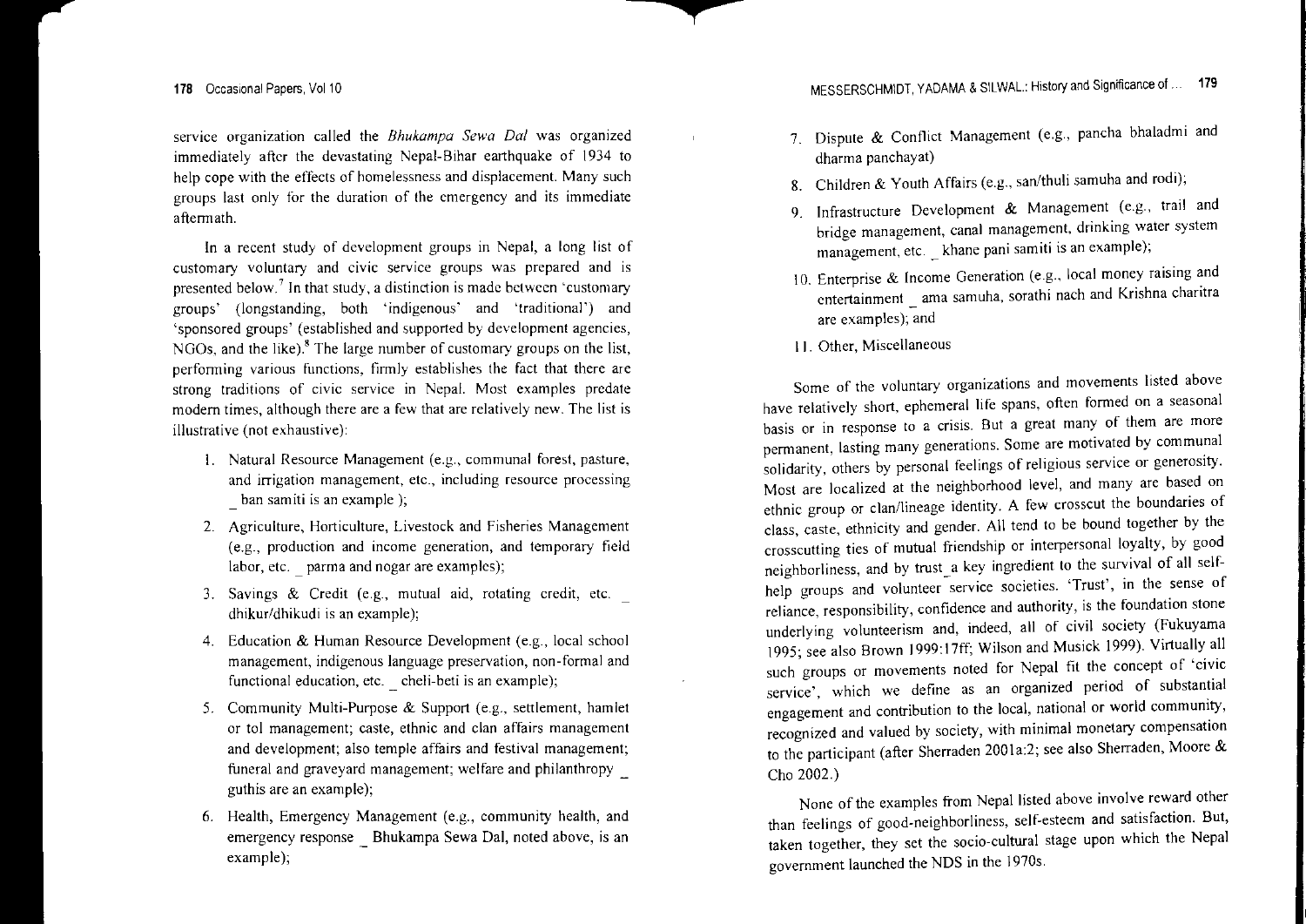service organization called the *Bhukampa Sewa Dal* was organized immediately after the devastating Nepal-Bihar earthquake of 1934 to help cope with the effects of homelessness and displacement. Many such groups last only for the duration of the emergency and its immediate aftermath.

In a recent study of development groups in Nepal, a long list of customary voluntary and civic service groups was prepared and is presented below.[7] In that study, a distinction is made between 'customary groups' (longstanding, both 'indigenous' and 'traditional') and 'sponsored groups' (established and supported by development agencies, NGOs, and the like).[8] The large number of customary groups on the list, performing various functions, firmly establishes the fact that there are strong traditions of civic service in Nepal. Most examples predate modern times, although there are a few that are relatively new. The list is illustrative (not exhaustive):

1. Natural Resource Management (e.g., communal forest, pasture, and irrigation management, etc., including resource processing _ ban samiti is an example );
2. Agriculture, Horticulture, Livestock and Fisheries Management (e.g., production and income generation, and temporary field labor, etc. _ parma and nogar are examples);
3. Savings & Credit (e.g., mutual aid, rotating credit, etc. _ dhikur/dhikudi is an example);
4. Education & Human Resource Development (e.g., local school management, indigenous language preservation, non-formal and functional education, etc. _ cheli-beti is an example);
5. Community Multi-Purpose & Support (e.g., settlement, hamlet or tol management; caste, ethnic and clan affairs management and development; also temple affairs and festival management; funeral and graveyard management; welfare and philanthropy _ guthis are an example);
6. Health, Emergency Management (e.g., community health, and emergency response _ Bhukampa Sewa Dal, noted above, is an example);
7. Dispute & Conflict Management (e.g., pancha bhaladmi and dharma panchayat)
8. Children & Youth Affairs (e.g., san/thuli samuha and rodi);
9. Infrastructure Development & Management (e.g., trail and bridge management, canal management, drinking water system management, etc. _ khane pani samiti is an example);
10. Enterprise & Income Generation (e.g., local money raising and entertainment _ ama samuha, sorathi nach and Krishna charitra are examples); and
11. Other, Miscellaneous

Some of the voluntary organizations and movements listed above have relatively short, ephemeral life spans, often formed on a seasonal basis or in response to a crisis. But a great many of them are more permanent, lasting many generations. Some are motivated by communal solidarity, others by personal feelings of religious service or generosity. Most are localized at the neighborhood level, and many are based on ethnic group or clan/lineage identity. A few crosscut the boundaries of class, caste, ethnicity and gender. All tend to be bound together by the crosscutting ties of mutual friendship or interpersonal loyalty, by good neighborliness, and by trust_a key ingredient to the survival of all self-help groups and volunteer service societies. 'Trust', in the sense of reliance, responsibility, confidence and authority, is the foundation stone underlying volunteerism and, indeed, all of civil society (Fukuyama 1995; see also Brown 1999:17ff; Wilson and Musick 1999). Virtually all such groups or movements noted for Nepal fit the concept of 'civic service', which we define as an organized period of substantial engagement and contribution to the local, national or world community, recognized and valued by society, with minimal monetary compensation to the participant (after Sherraden 2001a:2; see also Sherraden, Moore & Cho 2002.)

None of the examples from Nepal listed above involve reward other than feelings of good-neighborliness, self-esteem and satisfaction. But, taken together, they set the socio-cultural stage upon which the Nepal government launched the NDS in the 1970s.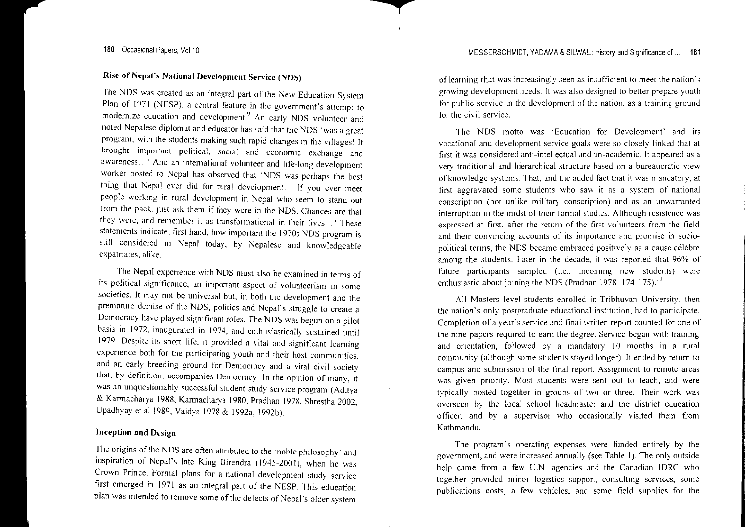## Rise of Nepal's National Development Service (NDS)

The NDS was created as an integral part of the New Education System Plan of 1971 (NESP), a central feature in the government's attempt to modernize education and development.[9] An early NDS volunteer and noted Nepalese diplomat and educator has said that the NDS 'was a great program, with the students making such rapid changes in the villages! It brought important political, social and economic exchange and awareness…' And an international volunteer and life-long development worker posted to Nepal has observed that 'NDS was perhaps the best thing that Nepal ever did for rural development… If you ever meet people working in rural development in Nepal who seem to stand out from the pack, just ask them if they were in the NDS. Chances are that they were, and remember it as transformational in their lives…' These statements indicate, first hand, how important the 1970s NDS program is still considered in Nepal today, by Nepalese and knowledgeable expatriates, alike.

The Nepal experience with NDS must also be examined in terms of its political significance, an important aspect of volunteerism in some societies. It may not be universal but, in both the development and the premature demise of the NDS, politics and Nepal's struggle to create a Democracy have played significant roles. The NDS was begun on a pilot basis in 1972, inaugurated in 1974, and enthusiastically sustained until 1979. Despite its short life, it provided a vital and significant learning experience both for the participating youth and their host communities, and an early breeding ground for Democracy and a vital civil society that, by definition, accompanies Democracy. In the opinion of many, it was an unquestionably successful student study service program (Aditya & Karmacharya 1988, Karmacharya 1980, Pradhan 1978, Shrestha 2002, Upadhyay et al 1989, Vaidya 1978 & 1992a, 1992b).

## Inception and Design

The origins of the NDS are often attributed to the 'noble philosophy' and inspiration of Nepal's late King Birendra (1945-2001), when he was Crown Prince. Formal plans for a national development study service first emerged in 1971 as an integral part of the NESP. This education plan was intended to remove some of the defects of Nepal's older system of learning that was increasingly seen as insufficient to meet the nation's growing development needs. It was also designed to better prepare youth for public service in the development of the nation, as a training ground for the civil service.

The NDS motto was 'Education for Development' and its vocational and development service goals were so closely linked that at first it was considered anti-intellectual and un-academic. It appeared as a very traditional and hierarchical structure based on a bureaucratic view of knowledge systems. That, and the added fact that it was mandatory, at first aggravated some students who saw it as a system of national conscription (not unlike military conscription) and as an unwarranted interruption in the midst of their formal studies. Although resistence was expressed at first, after the return of the first volunteers from the field and their convincing accounts of its importance and promise in socio-political terms, the NDS became embraced positively as a cause célèbre among the students. Later in the decade, it was reported that 96% of future participants sampled (i.e., incoming new students) were enthusiastic about joining the NDS (Pradhan 1978: 174-175).[10]

All Masters level students enrolled in Tribhuvan University, then the nation's only postgraduate educational institution, had to participate. Completion of a year's service and final written report counted for one of the nine papers required to earn the degree. Service began with training and orientation, followed by a mandatory 10 months in a rural community (although some students stayed longer). It ended by return to campus and submission of the final report. Assignment to remote areas was given priority. Most students were sent out to teach, and were typically posted together in groups of two or three. Their work was overseen by the local school headmaster and the district education officer, and by a supervisor who occasionally visited them from Kathmandu.

The program's operating expenses were funded entirely by the government, and were increased annually (see Table 1). The only outside help came from a few U.N. agencies and the Canadian IDRC who together provided minor logistics support, consulting services, some publications costs, a few vehicles, and some field supplies for the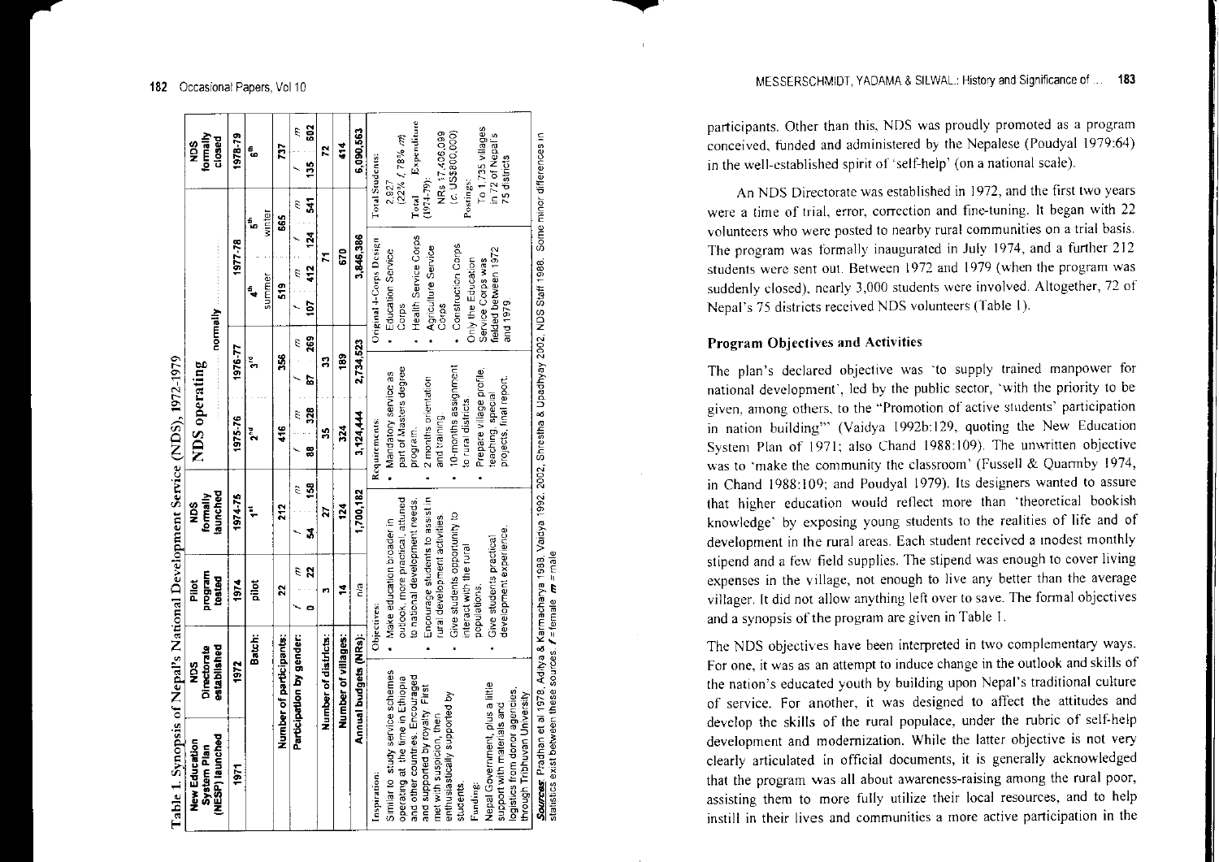Table 1. Synopsis of Nepal's National Development Service (NDS), 1972-1979

| New Education System Plan (NESP) launched | NDS Directorate established | Pilot program tested | NDS formally launched | NDS operating normally | | | | NDS formally closed |
|---|---|---|---|---|---|---|---|---|
| 1971 | 1972 | 1974 | 1974-75 | 1975-76 | 1976-77 | 1977-78 | | 1978-79 |
| | Batch: | pilot | 1st | 2nd | 3rd | 4th summer | 5th winter | 6th |
| | Number of participants: | 22 | 212 | 416 | 356 | 519 | 665 | 737 |
| | Participation by gender: | f 0 / m 22 | f 54 / m 158 | f 88 / m 328 | f 87 / m 269 | f 107 / m 412 | f 124 / m 541 | f 135 / m 602 |
| | Number of districts: | 3 | 27 | 35 | 33 | 71 | | 72 |
| | Number of villages: | 14 | 124 | 324 | 189 | 670 | | 414 |
| | Annual budgets (NRs): | n/a | 1,700,182 | 3,124,444 | 2,734,523 | 3,846,386 | | 6,090,563 |

| Inspiration; Funding | Objectives | Requirements | Original 4-Corps Design | Total Students; Total Expenditure; Postings |
|---|---|---|---|---|
| Inspiration: Similar to study service schemes operating at the time in Ethiopia and other countries. Encouraged and supported by royalty. First met with suspicion, then enthusiastically supported by students. Funding: Nepal Government, plus a little support with materials and logistics from donor agencies, through Tribhuvan University | Objectives: • Make education broader in outlook, more practical, attuned to national development needs. • Encourage students to assist in rural development activities. • Give students opportunity to interact with the rural populations. • Give students practical development experience. | Requirements: • Mandatory service as part of Masters degree program. • 2 months orientation and training. • 10-months assignment to rural districts. • Prepare village profile, teaching, special projects, final report. | Original 4-Corps Design: • Education Service Corps • Health Service Corps • Agriculture Service Corps • Construction Corps. Only the Education Service Corps was fielded between 1972 and 1979 | Total Students: 2,927 (22% f, 78% m). Total Expenditure (1974-79): NRs 17,496,099 (c. US$800,000). Postings: To 1,735 villages in 72 of Nepal's 75 districts |

***Sources***: Pradhan et al 1978, Adilya & Karmacharya 1988, Vaidya 1992, 2002, Shrestha & Upadhyay 2002, NDS Staff 1988. Some minor differences in statistics exist between these sources. ***f*** = female ***m*** = male

participants. Other than this, NDS was proudly promoted as a program conceived, funded and administered by the Nepalese (Poudyal 1979:64) in the well-established spirit of 'self-help' (on a national scale).

An NDS Directorate was established in 1972, and the first two years were a time of trial, error, correction and fine-tuning. It began with 22 volunteers who were posted to nearby rural communities on a trial basis. The program was formally inaugurated in July 1974, and a further 212 students were sent out. Between 1972 and 1979 (when the program was suddenly closed), nearly 3,000 students were involved. Altogether, 72 of Nepal's 75 districts received NDS volunteers (Table 1).

### Program Objectives and Activities

The plan's declared objective was 'to supply trained manpower for national development', led by the public sector, 'with the priority to be given, among others, to the "Promotion of active students' participation in nation building"' (Vaidya 1992b:129, quoting the New Education System Plan of 1971; also Chand 1988:109). The unwritten objective was to 'make the community the classroom' (Fussell & Quarmby 1974, in Chand 1988:109; and Poudyal 1979). Its designers wanted to assure that higher education would reflect more than 'theoretical bookish knowledge' by exposing young students to the realities of life and of development in the rural areas. Each student received a modest monthly stipend and a few field supplies. The stipend was enough to cover living expenses in the village, not enough to live any better than the average villager. It did not allow anything left over to save. The formal objectives and a synopsis of the program are given in Table 1.

The NDS objectives have been interpreted in two complementary ways. For one, it was as an attempt to induce change in the outlook and skills of the nation's educated youth by building upon Nepal's traditional culture of service. For another, it was designed to affect the attitudes and develop the skills of the rural populace, under the rubric of self-help development and modernization. While the latter objective is not very clearly articulated in official documents, it is generally acknowledged that the program was all about awareness-raising among the rural poor, assisting them to more fully utilize their local resources, and to help instill in their lives and communities a more active participation in the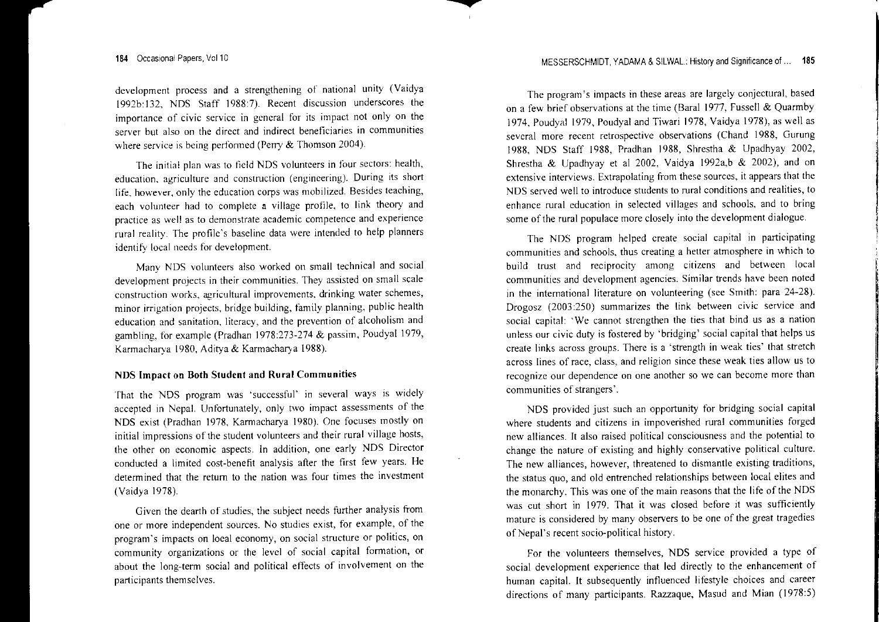development process and a strengthening of national unity (Vaidya 1992b:132, NDS Staff 1988:7). Recent discussion underscores the importance of civic service in general for its impact not only on the server but also on the direct and indirect beneficiaries in communities where service is being performed (Perry & Thomson 2004).

The initial plan was to field NDS volunteers in four sectors: health, education, agriculture and construction (engineering). During its short life, however, only the education corps was mobilized. Besides teaching, each volunteer had to complete a village profile, to link theory and practice as well as to demonstrate academic competence and experience rural reality. The profile's baseline data were intended to help planners identify local needs for development.

Many NDS volunteers also worked on small technical and social development projects in their communities. They assisted on small scale construction works, agricultural improvements, drinking water schemes, minor irrigation projects, bridge building, family planning, public health education and sanitation, literacy, and the prevention of alcoholism and gambling, for example (Pradhan 1978:273-274 & passim, Poudyal 1979, Karmacharya 1980, Aditya & Karmacharya 1988).

### NDS Impact on Both Student and Rural Communities

That the NDS program was 'successful' in several ways is widely accepted in Nepal. Unfortunately, only two impact assessments of the NDS exist (Pradhan 1978, Karmacharya 1980). One focuses mostly on initial impressions of the student volunteers and their rural village hosts, the other on economic aspects. In addition, one early NDS Director conducted a limited cost-benefit analysis after the first few years. He determined that the return to the nation was four times the investment (Vaidya 1978).

Given the dearth of studies, the subject needs further analysis from one or more independent sources. No studies exist, for example, of the program's impacts on local economy, on social structure or politics, on community organizations or the level of social capital formation, or about the long-term social and political effects of involvement on the participants themselves.

The program's impacts in these areas are largely conjectural, based on a few brief observations at the time (Baral 1977, Fussell & Quarmby 1974, Poudyal 1979, Poudyal and Tiwari 1978, Vaidya 1978), as well as several more recent retrospective observations (Chand 1988, Gurung 1988, NDS Staff 1988, Pradhan 1988, Shrestha & Upadhyay 2002, Shrestha & Upadhyay et al 2002, Vaidya 1992a,b & 2002), and on extensive interviews. Extrapolating from these sources, it appears that the NDS served well to introduce students to rural conditions and realities, to enhance rural education in selected villages and schools, and to bring some of the rural populace more closely into the development dialogue.

The NDS program helped create social capital in participating communities and schools, thus creating a better atmosphere in which to build trust and reciprocity among citizens and between local communities and development agencies. Similar trends have been noted in the international literature on volunteering (see Smith: para 24-28). Drogosz (2003:250) summarizes the link between civic service and social capital: 'We cannot strengthen the ties that bind us as a nation unless our civic duty is fostered by 'bridging' social capital that helps us create links across groups. There is a 'strength in weak ties' that stretch across lines of race, class, and religion since these weak ties allow us to recognize our dependence on one another so we can become more than communities of strangers'.

NDS provided just such an opportunity for bridging social capital where students and citizens in impoverished rural communities forged new alliances. It also raised political consciousness and the potential to change the nature of existing and highly conservative political culture. The new alliances, however, threatened to dismantle existing traditions, the status quo, and old entrenched relationships between local elites and the monarchy. This was one of the main reasons that the life of the NDS was cut short in 1979. That it was closed before it was sufficiently mature is considered by many observers to be one of the great tragedies of Nepal's recent socio-political history.

For the volunteers themselves, NDS service provided a type of social development experience that led directly to the enhancement of human capital. It subsequently influenced lifestyle choices and career directions of many participants. Razzaque, Masud and Mian (1978:5)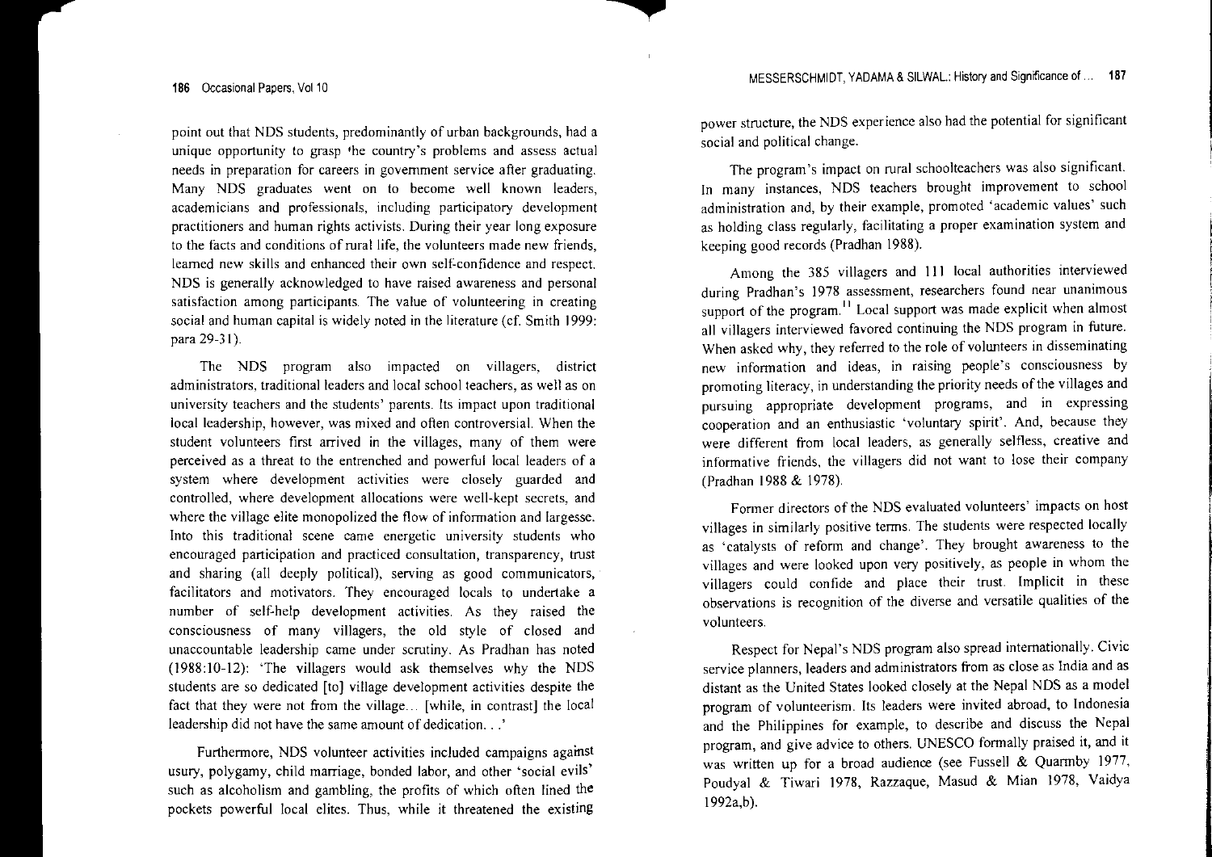point out that NDS students, predominantly of urban backgrounds, had a unique opportunity to grasp the country's problems and assess actual needs in preparation for careers in government service after graduating. Many NDS graduates went on to become well known leaders, academicians and professionals, including participatory development practitioners and human rights activists. During their year long exposure to the facts and conditions of rural life, the volunteers made new friends, learned new skills and enhanced their own self-confidence and respect. NDS is generally acknowledged to have raised awareness and personal satisfaction among participants. The value of volunteering in creating social and human capital is widely noted in the literature (cf. Smith 1999: para 29-31).

The NDS program also impacted on villagers, district administrators, traditional leaders and local school teachers, as well as on university teachers and the students' parents. Its impact upon traditional local leadership, however, was mixed and often controversial. When the student volunteers first arrived in the villages, many of them were perceived as a threat to the entrenched and powerful local leaders of a system where development activities were closely guarded and controlled, where development allocations were well-kept secrets, and where the village elite monopolized the flow of information and largesse. Into this traditional scene came energetic university students who encouraged participation and practiced consultation, transparency, trust and sharing (all deeply political), serving as good communicators, facilitators and motivators. They encouraged locals to undertake a number of self-help development activities. As they raised the consciousness of many villagers, the old style of closed and unaccountable leadership came under scrutiny. As Pradhan has noted (1988:10-12): 'The villagers would ask themselves why the NDS students are so dedicated [to] village development activities despite the fact that they were not from the village… [while, in contrast] the local leadership did not have the same amount of dedication. . .'

Furthermore, NDS volunteer activities included campaigns against usury, polygamy, child marriage, bonded labor, and other 'social evils' such as alcoholism and gambling, the profits of which often lined the pockets powerful local elites. Thus, while it threatened the existing power structure, the NDS experience also had the potential for significant social and political change.

The program's impact on rural schoolteachers was also significant. In many instances, NDS teachers brought improvement to school administration and, by their example, promoted 'academic values' such as holding class regularly, facilitating a proper examination system and keeping good records (Pradhan 1988).

Among the 385 villagers and 111 local authorities interviewed during Pradhan's 1978 assessment, researchers found near unanimous support of the program.[11] Local support was made explicit when almost all villagers interviewed favored continuing the NDS program in future. When asked why, they referred to the role of volunteers in disseminating new information and ideas, in raising people's consciousness by promoting literacy, in understanding the priority needs of the villages and pursuing appropriate development programs, and in expressing cooperation and an enthusiastic 'voluntary spirit'. And, because they were different from local leaders, as generally selfless, creative and informative friends, the villagers did not want to lose their company (Pradhan 1988 & 1978).

Former directors of the NDS evaluated volunteers' impacts on host villages in similarly positive terms. The students were respected locally as 'catalysts of reform and change'. They brought awareness to the villages and were looked upon very positively, as people in whom the villagers could confide and place their trust. Implicit in these observations is recognition of the diverse and versatile qualities of the volunteers.

Respect for Nepal's NDS program also spread internationally. Civic service planners, leaders and administrators from as close as India and as distant as the United States looked closely at the Nepal NDS as a model program of volunteerism. Its leaders were invited abroad, to Indonesia and the Philippines for example, to describe and discuss the Nepal program, and give advice to others. UNESCO formally praised it, and it was written up for a broad audience (see Fussell & Quarmby 1977, Poudyal & Tiwari 1978, Razzaque, Masud & Mian 1978, Vaidya 1992a,b).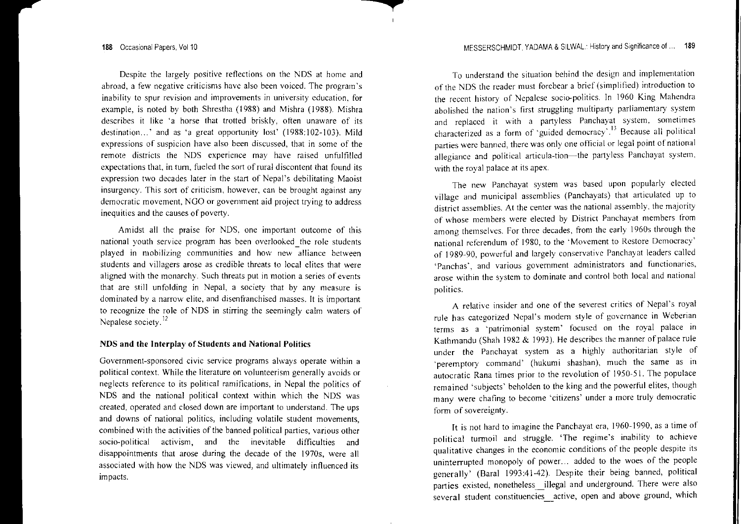Despite the largely positive reflections on the NDS at home and abroad, a few negative criticisms have also been voiced. The program's inability to spur revision and improvements in university education, for example, is noted by both Shrestha (1988) and Mishra (1988). Mishra describes it like 'a horse that trotted briskly, often unaware of its destination...' and as 'a great opportunity lost' (1988:102-103). Mild expressions of suspicion have also been discussed, that in some of the remote districts the NDS experience may have raised unfulfilled expectations that, in turn, fueled the sort of rural discontent that found its expression two decades later in the start of Nepal's debilitating Maoist insurgency. This sort of criticism, however, can be brought against any democratic movement, NGO or government aid project trying to address inequities and the causes of poverty.

Amidst all the praise for NDS, one important outcome of this national youth service program has been overlooked_the role students played in mobilizing communities and how new alliance between students and villagers arose as credible threats to local elites that were aligned with the monarchy. Such threats put in motion a series of events that are still unfolding in Nepal, a society that by any measure is dominated by a narrow elite, and disenfranchised masses. It is important to recognize the role of NDS in stirring the seemingly calm waters of Nepalese society.[12]

### NDS and the Interplay of Students and National Politics

Government-sponsored civic service programs always operate within a political context. While the literature on volunteerism generally avoids or neglects reference to its political ramifications, in Nepal the politics of NDS and the national political context within which the NDS was created, operated and closed down are important to understand. The ups and downs of national politics, including volatile student movements, combined with the activities of the banned political parties, various other socio-political activism, and the inevitable difficulties and disappointments that arose during the decade of the 1970s, were all associated with how the NDS was viewed, and ultimately influenced its impacts.

To understand the situation behind the design and implementation of the NDS the reader must forebear a brief (simplified) introduction to the recent history of Nepalese socio-politics. In 1960 King Mahendra abolished the nation's first struggling multiparty parliamentary system and replaced it with a partyless Panchayat system, sometimes characterized as a form of 'guided democracy'.[13] Because all political parties were banned, there was only one official or legal point of national allegiance and political articula-tion—the partyless Panchayat system, with the royal palace at its apex.

The new Panchayat system was based upon popularly elected village and municipal assemblies (Panchayats) that articulated up to district assemblies. At the center was the national assembly, the majority of whose members were elected by District Panchayat members from among themselves. For three decades, from the early 1960s through the national referendum of 1980, to the 'Movement to Restore Democracy' of 1989-90, powerful and largely conservative Panchayat leaders called 'Panchas', and various government administrators and functionaries, arose within the system to dominate and control both local and national politics.

A relative insider and one of the severest critics of Nepal's royal rule has categorized Nepal's modern style of governance in Weberian terms as a 'patrimonial system' focused on the royal palace in Kathmandu (Shah 1982 & 1993). He describes the manner of palace rule under the Panchayat system as a highly authoritarian style of 'peremptory command' (hukumi shashan), much the same as in autocratic Rana times prior to the revolution of 1950-51. The populace remained 'subjects' beholden to the king and the powerful elites, though many were chafing to become 'citizens' under a more truly democratic form of sovereignty.

It is not hard to imagine the Panchayat era, 1960-1990, as a time of political turmoil and struggle. 'The regime's inability to achieve qualitative changes in the economic conditions of the people despite its uninterrupted monopoly of power... added to the woes of the people generally' (Baral 1993:41-42). Despite their being banned, political parties existed, nonetheless_illegal and underground. There were also several student constituencies_active, open and above ground, which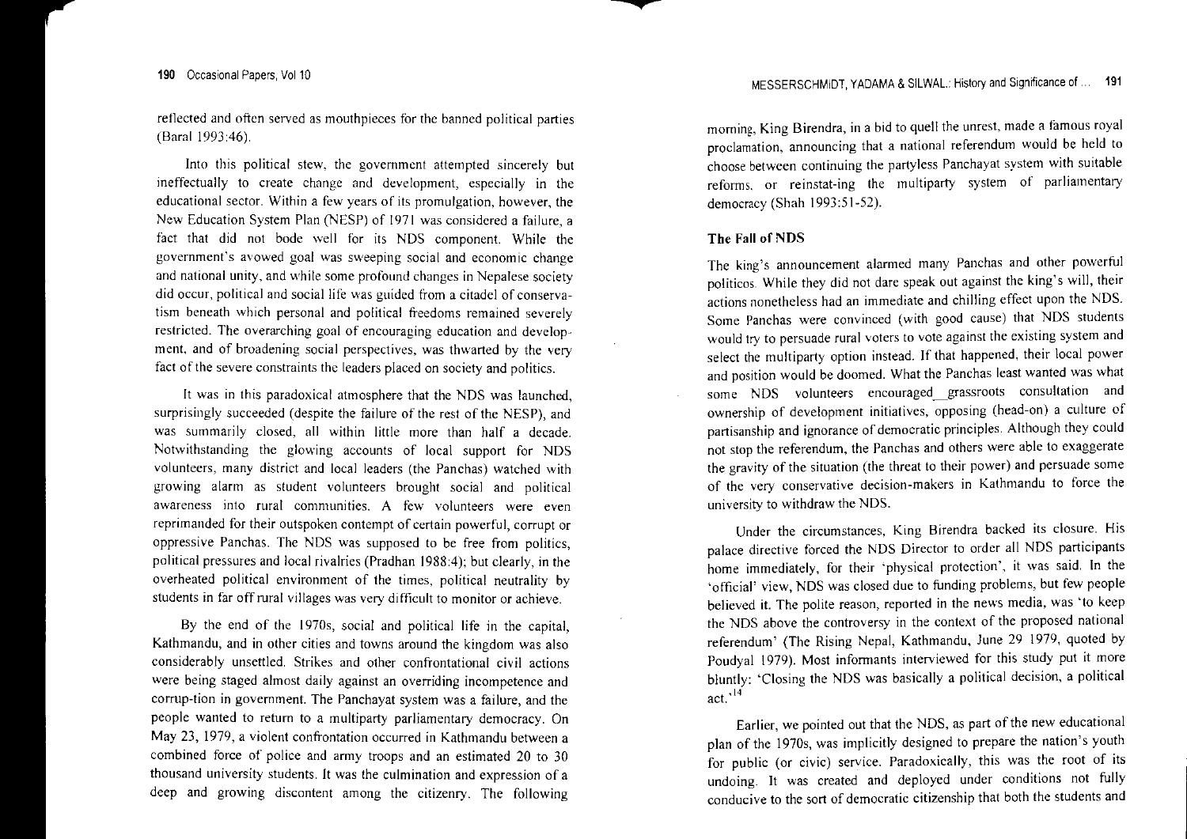reflected and often served as mouthpieces for the banned political parties (Baral 1993:46).

Into this political stew, the government attempted sincerely but ineffectually to create change and development, especially in the educational sector. Within a few years of its promulgation, however, the New Education System Plan (NESP) of 1971 was considered a failure, a fact that did not bode well for its NDS component. While the government's avowed goal was sweeping social and economic change and national unity, and while some profound changes in Nepalese society did occur, political and social life was guided from a citadel of conservatism beneath which personal and political freedoms remained severely restricted. The overarching goal of encouraging education and development, and of broadening social perspectives, was thwarted by the very fact of the severe constraints the leaders placed on society and politics.

It was in this paradoxical atmosphere that the NDS was launched, surprisingly succeeded (despite the failure of the rest of the NESP), and was summarily closed, all within little more than half a decade. Notwithstanding the glowing accounts of local support for NDS volunteers, many district and local leaders (the Panchas) watched with growing alarm as student volunteers brought social and political awareness into rural communities. A few volunteers were even reprimanded for their outspoken contempt of certain powerful, corrupt or oppressive Panchas. The NDS was supposed to be free from politics, political pressures and local rivalries (Pradhan 1988:4); but clearly, in the overheated political environment of the times, political neutrality by students in far off rural villages was very difficult to monitor or achieve.

By the end of the 1970s, social and political life in the capital, Kathmandu, and in other cities and towns around the kingdom was also considerably unsettled. Strikes and other confrontational civil actions were being staged almost daily against an overriding incompetence and corruption in government. The Panchayat system was a failure, and the people wanted to return to a multiparty parliamentary democracy. On May 23, 1979, a violent confrontation occurred in Kathmandu between a combined force of police and army troops and an estimated 20 to 30 thousand university students. It was the culmination and expression of a deep and growing discontent among the citizenry. The following morning, King Birendra, in a bid to quell the unrest, made a famous royal proclamation, announcing that a national referendum would be held to choose between continuing the partyless Panchayat system with suitable reforms, or reinstating the multiparty system of parliamentary democracy (Shah 1993:51-52).

## The Fall of NDS

The king's announcement alarmed many Panchas and other powerful politicos. While they did not dare speak out against the king's will, their actions nonetheless had an immediate and chilling effect upon the NDS. Some Panchas were convinced (with good cause) that NDS students would try to persuade rural voters to vote against the existing system and select the multiparty option instead. If that happened, their local power and position would be doomed. What the Panchas least wanted was what some NDS volunteers encouraged grassroots consultation and ownership of development initiatives, opposing (head-on) a culture of partisanship and ignorance of democratic principles. Although they could not stop the referendum, the Panchas and others were able to exaggerate the gravity of the situation (the threat to their power) and persuade some of the very conservative decision-makers in Kathmandu to force the university to withdraw the NDS.

Under the circumstances, King Birendra backed its closure. His palace directive forced the NDS Director to order all NDS participants home immediately, for their 'physical protection', it was said. In the 'official' view, NDS was closed due to funding problems, but few people believed it. The polite reason, reported in the news media, was 'to keep the NDS above the controversy in the context of the proposed national referendum' (The Rising Nepal, Kathmandu, June 29 1979, quoted by Poudyal 1979). Most informants interviewed for this study put it more bluntly: 'Closing the NDS was basically a political decision, a political act.'[14]

Earlier, we pointed out that the NDS, as part of the new educational plan of the 1970s, was implicitly designed to prepare the nation's youth for public (or civic) service. Paradoxically, this was the root of its undoing. It was created and deployed under conditions not fully conducive to the sort of democratic citizenship that both the students and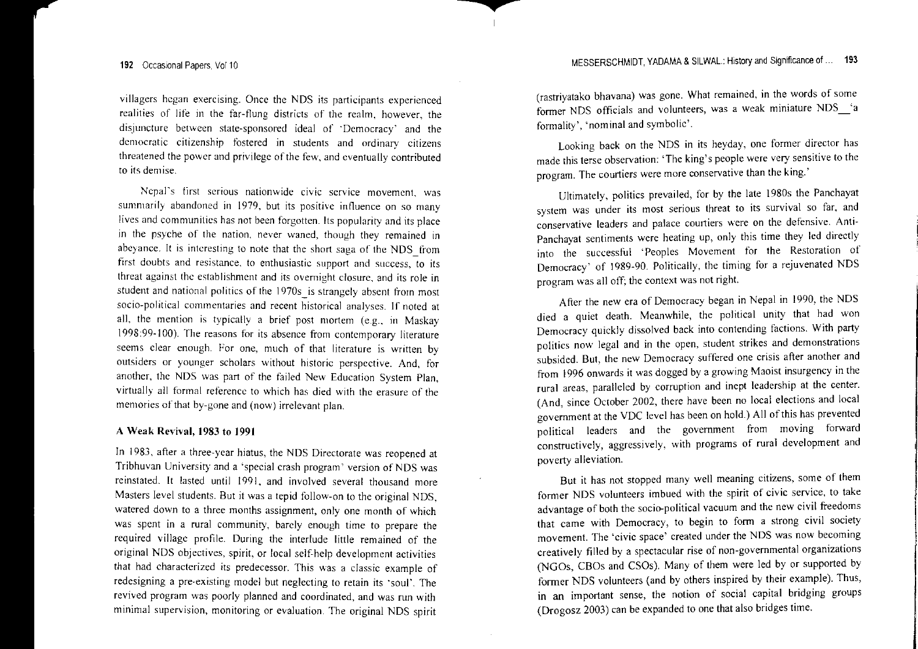villagers began exercising. Once the NDS its participants experienced realities of life in the far-flung districts of the realm, however, the disjuncture between state-sponsored ideal of 'Democracy' and the democratic citizenship fostered in students and ordinary citizens threatened the power and privilege of the few, and eventually contributed to its demise.

Nepal's first serious nationwide civic service movement, was summarily abandoned in 1979, but its positive influence on so many lives and communities has not been forgotten. Its popularity and its place in the psyche of the nation, never waned, though they remained in abeyance. It is interesting to note that the short saga of the NDS_from first doubts and resistance, to enthusiastic support and success, to its threat against the establishment and its overnight closure, and its role in student and national politics of the 1970s_is strangely absent from most socio-political commentaries and recent historical analyses. If noted at all, the mention is typically a brief post mortem (e.g., in Maskay 1998:99-100). The reasons for its absence from contemporary literature seems clear enough. For one, much of that literature is written by outsiders or younger scholars without historic perspective. And, for another, the NDS was part of the failed New Education System Plan, virtually all formal reference to which has died with the erasure of the memories of that by-gone and (now) irrelevant plan.

### A Weak Revival, 1983 to 1991

In 1983, after a three-year hiatus, the NDS Directorate was reopened at Tribhuvan University and a 'special crash program' version of NDS was reinstated. It lasted until 1991, and involved several thousand more Masters level students. But it was a tepid follow-on to the original NDS, watered down to a three months assignment, only one month of which was spent in a rural community, barely enough time to prepare the required village profile. During the interlude little remained of the original NDS objectives, spirit, or local self-help development activities that had characterized its predecessor. This was a classic example of redesigning a pre-existing model but neglecting to retain its 'soul'. The revived program was poorly planned and coordinated, and was run with minimal supervision, monitoring or evaluation. The original NDS spirit (rastriyatako bhavana) was gone. What remained, in the words of some former NDS officials and volunteers, was a weak miniature NDS__'a formality', 'nominal and symbolic'.

Looking back on the NDS in its heyday, one former director has made this terse observation: 'The king's people were very sensitive to the program. The courtiers were more conservative than the king.'

Ultimately, politics prevailed, for by the late 1980s the Panchayat system was under its most serious threat to its survival so far, and conservative leaders and palace courtiers were on the defensive. Anti-Panchayat sentiments were heating up, only this time they led directly into the successful 'Peoples Movement for the Restoration of Democracy' of 1989-90. Politically, the timing for a rejuvenated NDS program was all off; the context was not right.

After the new era of Democracy began in Nepal in 1990, the NDS died a quiet death. Meanwhile, the political unity that had won Democracy quickly dissolved back into contending factions. With party politics now legal and in the open, student strikes and demonstrations subsided. But, the new Democracy suffered one crisis after another and from 1996 onwards it was dogged by a growing Maoist insurgency in the rural areas, paralleled by corruption and inept leadership at the center. (And, since October 2002, there have been no local elections and local government at the VDC level has been on hold.) All of this has prevented political leaders and the government from moving forward constructively, aggressively, with programs of rural development and poverty alleviation.

But it has not stopped many well meaning citizens, some of them former NDS volunteers imbued with the spirit of civic service, to take advantage of both the socio-political vacuum and the new civil freedoms that came with Democracy, to begin to form a strong civil society movement. The 'civic space' created under the NDS was now becoming creatively filled by a spectacular rise of non-governmental organizations (NGOs, CBOs and CSOs). Many of them were led by or supported by former NDS volunteers (and by others inspired by their example). Thus, in an important sense, the notion of social capital bridging groups (Drogosz 2003) can be expanded to one that also bridges time.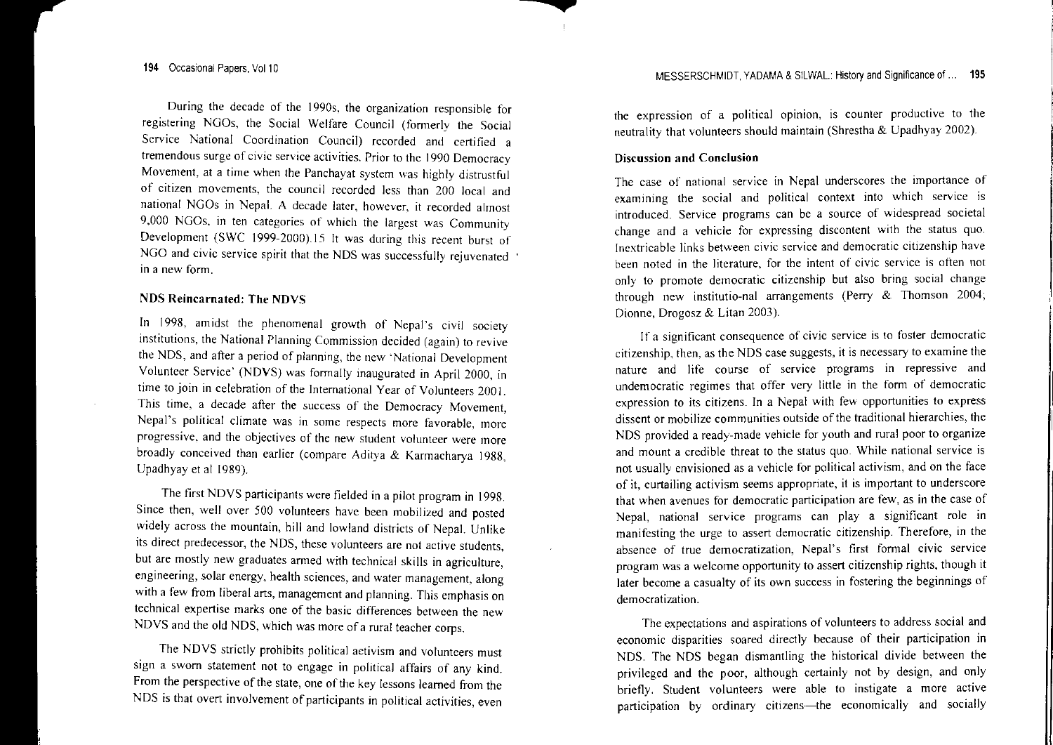During the decade of the 1990s, the organization responsible for registering NGOs, the Social Welfare Council (formerly the Social Service National Coordination Council) recorded and certified a tremendous surge of civic service activities. Prior to the 1990 Democracy Movement, at a time when the Panchayat system was highly distrustful of citizen movements, the council recorded less than 200 local and national NGOs in Nepal. A decade later, however, it recorded almost 9,000 NGOs, in ten categories of which the largest was Community Development (SWC 1999-2000).15 It was during this recent burst of NGO and civic service spirit that the NDS was successfully rejuvenated in a new form.

### NDS Reincarnated: The NDVS

In 1998, amidst the phenomenal growth of Nepal's civil society institutions, the National Planning Commission decided (again) to revive the NDS, and after a period of planning, the new 'National Development Volunteer Service' (NDVS) was formally inaugurated in April 2000, in time to join in celebration of the International Year of Volunteers 2001. This time, a decade after the success of the Democracy Movement, Nepal's political climate was in some respects more favorable, more progressive, and the objectives of the new student volunteer were more broadly conceived than earlier (compare Aditya & Karmacharya 1988, Upadhyay et al 1989).

The first NDVS participants were fielded in a pilot program in 1998. Since then, well over 500 volunteers have been mobilized and posted widely across the mountain, hill and lowland districts of Nepal. Unlike its direct predecessor, the NDS, these volunteers are not active students, but are mostly new graduates armed with technical skills in agriculture, engineering, solar energy, health sciences, and water management, along with a few from liberal arts, management and planning. This emphasis on technical expertise marks one of the basic differences between the new NDVS and the old NDS, which was more of a rural teacher corps.

The NDVS strictly prohibits political activism and volunteers must sign a sworn statement not to engage in political affairs of any kind. From the perspective of the state, one of the key lessons learned from the NDS is that overt involvement of participants in political activities, even the expression of a political opinion, is counter productive to the neutrality that volunteers should maintain (Shrestha & Upadhyay 2002).

### Discussion and Conclusion

The case of national service in Nepal underscores the importance of examining the social and political context into which service is introduced. Service programs can be a source of widespread societal change and a vehicle for expressing discontent with the status quo. Inextricable links between civic service and democratic citizenship have been noted in the literature, for the intent of civic service is often not only to promote democratic citizenship but also bring social change through new institutio-nal arrangements (Perry & Thomson 2004; Dionne, Drogosz & Litan 2003).

If a significant consequence of civic service is to foster democratic citizenship, then, as the NDS case suggests, it is necessary to examine the nature and life course of service programs in repressive and undemocratic regimes that offer very little in the form of democratic expression to its citizens. In a Nepal with few opportunities to express dissent or mobilize communities outside of the traditional hierarchies, the NDS provided a ready-made vehicle for youth and rural poor to organize and mount a credible threat to the status quo. While national service is not usually envisioned as a vehicle for political activism, and on the face of it, curtailing activism seems appropriate, it is important to underscore that when avenues for democratic participation are few, as in the case of Nepal, national service programs can play a significant role in manifesting the urge to assert democratic citizenship. Therefore, in the absence of true democratization, Nepal's first formal civic service program was a welcome opportunity to assert citizenship rights, though it later become a casualty of its own success in fostering the beginnings of democratization.

The expectations and aspirations of volunteers to address social and economic disparities soared directly because of their participation in NDS. The NDS began dismantling the historical divide between the privileged and the poor, although certainly not by design, and only briefly. Student volunteers were able to instigate a more active participation by ordinary citizens—the economically and socially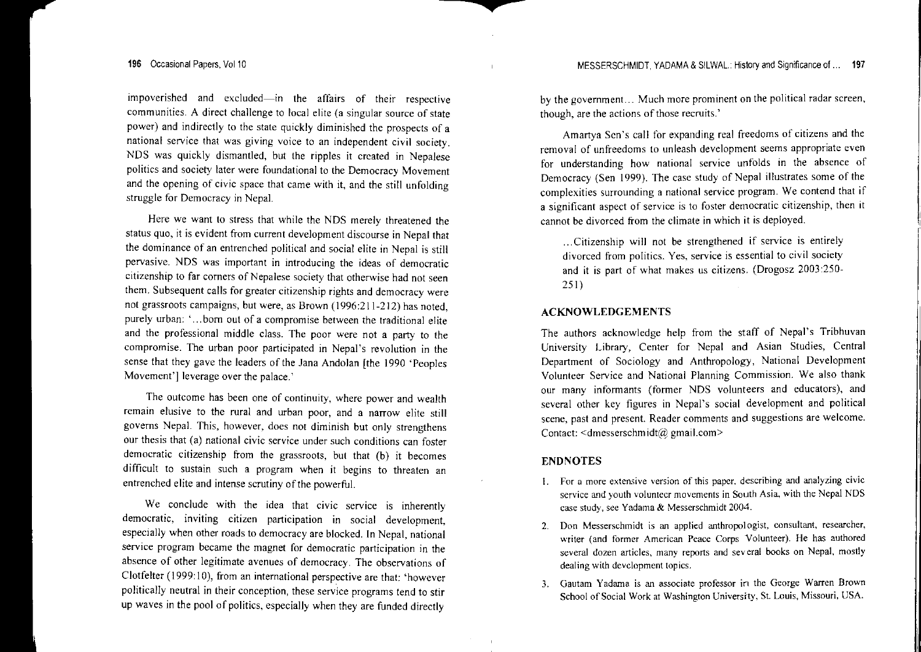impoverished and excluded—in the affairs of their respective communities. A direct challenge to local elite (a singular source of state power) and indirectly to the state quickly diminished the prospects of a national service that was giving voice to an independent civil society. NDS was quickly dismantled, but the ripples it created in Nepalese politics and society later were foundational to the Democracy Movement and the opening of civic space that came with it, and the still unfolding struggle for Democracy in Nepal.

Here we want to stress that while the NDS merely threatened the status quo, it is evident from current development discourse in Nepal that the dominance of an entrenched political and social elite in Nepal is still pervasive. NDS was important in introducing the ideas of democratic citizenship to far corners of Nepalese society that otherwise had not seen them. Subsequent calls for greater citizenship rights and democracy were not grassroots campaigns, but were, as Brown (1996:211-212) has noted, purely urban: '...born out of a compromise between the traditional elite and the professional middle class. The poor were not a party to the compromise. The urban poor participated in Nepal's revolution in the sense that they gave the leaders of the Jana Andolan [the 1990 'Peoples Movement'] leverage over the palace.'

The outcome has been one of continuity, where power and wealth remain elusive to the rural and urban poor, and a narrow elite still governs Nepal. This, however, does not diminish but only strengthens our thesis that (a) national civic service under such conditions can foster democratic citizenship from the grassroots, but that (b) it becomes difficult to sustain such a program when it begins to threaten an entrenched elite and intense scrutiny of the powerful.

We conclude with the idea that civic service is inherently democratic, inviting citizen participation in social development, especially when other roads to democracy are blocked. In Nepal, national service program became the magnet for democratic participation in the absence of other legitimate avenues of democracy. The observations of Clotfelter (1999:10), from an international perspective are that: 'however politically neutral in their conception, these service programs tend to stir up waves in the pool of politics, especially when they are funded directly by the government... Much more prominent on the political radar screen, though, are the actions of those recruits.'

Amartya Sen's call for expanding real freedoms of citizens and the removal of unfreedoms to unleash development seems appropriate even for understanding how national service unfolds in the absence of Democracy (Sen 1999). The case study of Nepal illustrates some of the complexities surrounding a national service program. We contend that if a significant aspect of service is to foster democratic citizenship, then it cannot be divorced from the climate in which it is deployed.

> ...Citizenship will not be strengthened if service is entirely divorced from politics. Yes, service is essential to civil society and it is part of what makes us citizens. (Drogosz 2003:250-251)

## ACKNOWLEDGEMENTS

The authors acknowledge help from the staff of Nepal's Tribhuvan University Library, Center for Nepal and Asian Studies, Central Department of Sociology and Anthropology, National Development Volunteer Service and National Planning Commission. We also thank our many informants (former NDS volunteers and educators), and several other key figures in Nepal's social development and political scene, past and present. Reader comments and suggestions are welcome. Contact: <dmesserschmidt@gmail.com>

## ENDNOTES

1. For a more extensive version of this paper, describing and analyzing civic service and youth volunteer movements in South Asia, with the Nepal NDS case study, see Yadama & Messerschmidt 2004.
2. Don Messerschmidt is an applied anthropologist, consultant, researcher, writer (and former American Peace Corps Volunteer). He has authored several dozen articles, many reports and several books on Nepal, mostly dealing with development topics.
3. Gautam Yadama is an associate professor in the George Warren Brown School of Social Work at Washington University, St. Louis, Missouri, USA.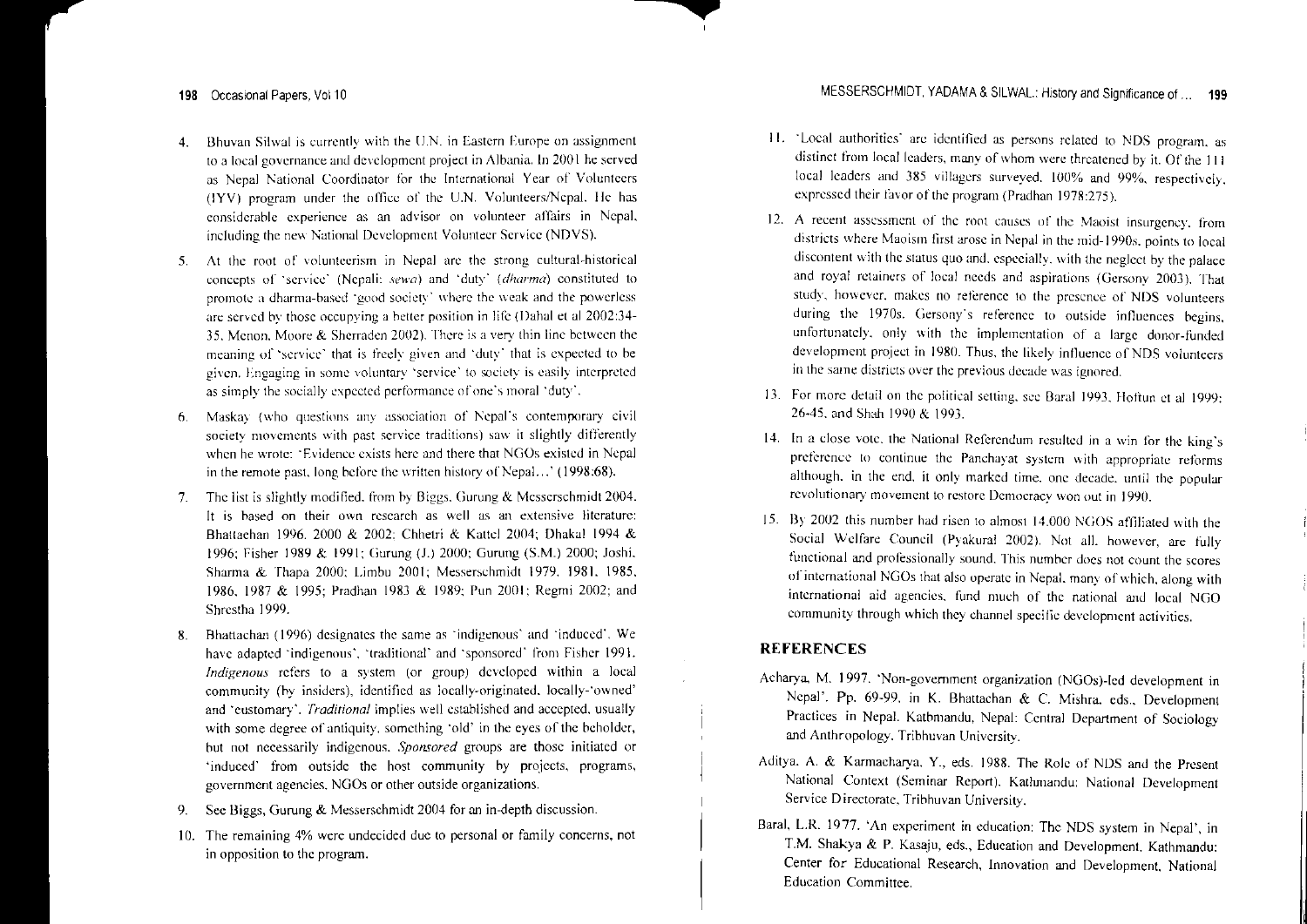4. Bhuvan Silwal is currently with the U.N. in Eastern Europe on assignment to a local governance and development project in Albania. In 2001 he served as Nepal National Coordinator for the International Year of Volunteers (IYV) program under the office of the U.N. Volunteers/Nepal. He has considerable experience as an advisor on volunteer affairs in Nepal, including the new National Development Volunteer Service (NDVS).

5. At the root of volunteerism in Nepal are the strong cultural-historical concepts of 'service' (Nepali: *sewa*) and 'duty' (*dharma*) constituted to promote a dharma-based 'good society' where the weak and the powerless are served by those occupying a better position in life (Dahal et al 2002:34-35, Menon, Moore & Sherraden 2002). There is a very thin line between the meaning of 'service' that is freely given and 'duty' that is expected to be given. Engaging in some voluntary 'service' to society is easily interpreted as simply the socially expected performance of one's moral 'duty'.

6. Maskay (who questions any association of Nepal's contemporary civil society movements with past service traditions) saw it slightly differently when he wrote: 'Evidence exists here and there that NGOs existed in Nepal in the remote past, long before the written history of Nepal...' (1998:68).

7. The list is slightly modified, from by Biggs, Gurung & Messerschmidt 2004. It is based on their own research as well as an extensive literature: Bhattachan 1996, 2000 & 2002; Chhetri & Kattel 2004; Dhakal 1994 & 1996; Fisher 1989 & 1991; Gurung (J.) 2000; Gurung (S.M.) 2000; Joshi, Sharma & Thapa 2000; Limbu 2001; Messerschmidt 1979, 1981, 1985, 1986, 1987 & 1995; Pradhan 1983 & 1989; Pun 2001; Regmi 2002; and Shrestha 1999.

8. Bhattachan (1996) designates the same as 'indigenous' and 'induced'. We have adapted 'indigenous', 'traditional' and 'sponsored' from Fisher 1991. *Indigenous* refers to a system (or group) developed within a local community (by insiders), identified as locally-originated, locally-'owned' and 'customary'. *Traditional* implies well established and accepted, usually with some degree of antiquity, something 'old' in the eyes of the beholder, but not necessarily indigenous. *Sponsored* groups are those initiated or 'induced' from outside the host community by projects, programs, government agencies, NGOs or other outside organizations.

9. See Biggs, Gurung & Messerschmidt 2004 for an in-depth discussion.

10. The remaining 4% were undecided due to personal or family concerns, not in opposition to the program.

11. 'Local authorities' are identified as persons related to NDS program, as distinct from local leaders, many of whom were threatened by it. Of the 111 local leaders and 385 villagers surveyed, 100% and 99%, respectively, expressed their favor of the program (Pradhan 1978:275).

12. A recent assessment of the root causes of the Maoist insurgency, from districts where Maoism first arose in Nepal in the mid-1990s, points to local discontent with the status quo and, especially, with the neglect by the palace and royal retainers of local needs and aspirations (Gersony 2003). That study, however, makes no reference to the presence of NDS volunteers during the 1970s. Gersony's reference to outside influences begins, unfortunately, only with the implementation of a large donor-funded development project in 1980. Thus, the likely influence of NDS volunteers in the same districts over the previous decade was ignored.

13. For more detail on the political setting, see Baral 1993, Hoftun et al 1999: 26-45, and Shah 1990 & 1993.

14. In a close vote, the National Referendum resulted in a win for the king's preference to continue the Panchayat system with appropriate reforms although, in the end, it only marked time, one decade, until the popular revolutionary movement to restore Democracy won out in 1990.

15. By 2002 this number had risen to almost 14,000 NGOS affiliated with the Social Welfare Council (Pyakural 2002). Not all, however, are fully functional and professionally sound. This number does not count the scores of international NGOs that also operate in Nepal, many of which, along with international aid agencies, fund much of the national and local NGO community through which they channel specific development activities.

## REFERENCES

Acharya, M. 1997. 'Non-government organization (NGOs)-led development in Nepal'. Pp. 69-99, in K. Bhattachan & C. Mishra, eds., Development Practices in Nepal. Katmandu, Nepal: Central Department of Sociology and Anthropology, Tribhuvan University.

Aditya, A. & Karmacharya, Y., eds. 1988. The Role of NDS and the Present National Context (Seminar Report). Kathmandu: National Development Service Directorate, Tribhuvan University.

Baral, L.R. 1977. 'An experiment in education: The NDS system in Nepal', in T.M. Shakya & P. Kasaju, eds., Education and Development. Kathmandu: Center for Educational Research, Innovation and Development, National Education Committee.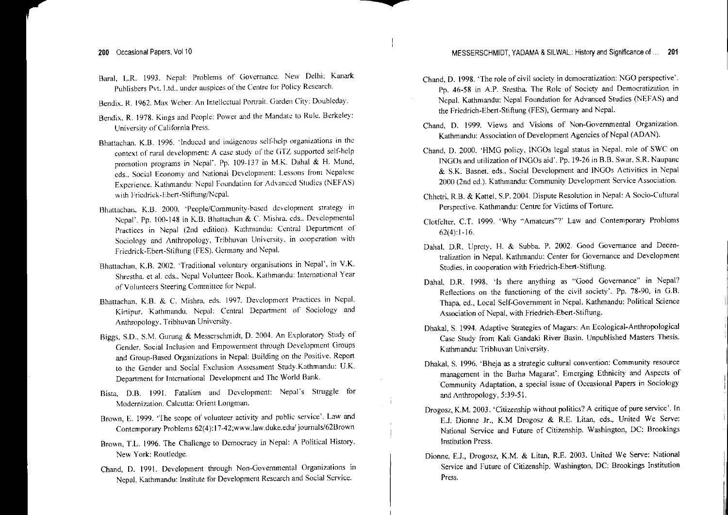Baral, L.R. 1993. Nepal: Problems of Governance. New Delhi: Kanark Publisbers Pvt. Ltd., under auspices of the Centre for Policy Research.

Bendix, R. 1962. Max Weber: An Intellectual Portrait. Garden City: Doubleday.

Bendix, R. 1978. Kings and People: Power and the Mandate to Rule. Berkeley: University of California Press.

Bhattachan, K.B. 1996. 'Induced and indigenous self-help organizations in the context of rural development: A case study of the GTZ supported self-help promotion programs in Nepal'. Pp. 109-137 in M.K. Dahal & H. Mund, eds., Social Economy and National Development: Lessons from Nepalese Experience. Kathmandu: Nepal Foundation for Advanced Studies (NEFAS) with Friedrick-Ebert-Stiftung/Nepal.

Bhattachan, K.B. 2000. 'People/Community-based development strategy in Nepal'. Pp. 100-148 in K.B. Bhattachan & C. Mishra, eds., Developmental Practices in Nepal (2nd edition). Kathmandu: Central Department of Sociology and Anthropology, Tribhuvan University, in cooperation with Friedrick-Ebert-Stiftung (FES), Germany and Nepal.

Bhattachan, K.B. 2002. 'Traditional voluntary organisations in Nepal', in V.K. Shrestha, et al. eds., Nepal Volunteer Book. Kathmandu: International Year of Volunteers Steering Committee for Nepal.

Bhattachan, K.B. & C. Mishra, eds. 1997. Development Practices in Nepal. Kirtipur, Kathmandu, Nepal: Central Department of Sociology and Anthropology, Tribhuvan University.

Biggs, S.D., S.M. Gurung & Messerschmidt, D. 2004. An Exploratory Study of Gender, Social Inclusion and Empowerment through Development Groups and Group-Based Organizations in Nepal: Building on the Positive. Report to the Gender and Social Exclusion Assessment Study.Kathmandu: U.K. Department for International Development and The World Bank.

Bista, D.B. 1991. Fatalism and Development: Nepal's Struggle for Modernization. Calcutta: Orient Longman.

Brown, E. 1999. 'The scope of volunteer activity and public service'. Law and Contemporary Problems 62(4):17-42;www.law.duke.edu/ journals/62Brown

Brown, T.L. 1996. The Challenge to Democracy in Nepal: A Political History. New York: Routledge.

Chand, D. 1991. Development through Non-Governmental Organizations in Nepal. Kathmandu: Institute for Development Research and Social Service.

Chand, D. 1998. 'The role of civil society in democratization: NGO perspective'. Pp. 46-58 in A.P. Srestha. The Role of Society and Democratization in Nepal. Kathmandu: Nepal Foundation for Advanced Studies (NEFAS) and the Friedrich-Ebert-Stiftung (FES), Germany and Nepal.

Chand, D. 1999. Views and Visions of Non-Governmental Organization. Kathmandu: Association of Development Agencies of Nepal (ADAN).

Chand, D. 2000. 'HMG policy, INGOs legal status in Nepal, role of SWC on INGOs and utilization of INGOs aid'. Pp. 19-26 in B.B. Swar, S.R. Naupane & S.K. Basnet, eds., Social Development and INGOs Activities in Nepal 2000 (2nd ed.). Kathmandu: Community Development Service Association.

Chhetri, R.B. & Kattel, S.P. 2004. Dispute Resolution in Nepal: A Socio-Cultural Perspective. Kathmandu: Centre for Victims of Torture.

Clotfelter, C.T. 1999. 'Why "Amateurs"?' Law and Contemporary Problems 62(4):1-16.

Dahal, D.R, Uprety, H. & Subba, P. 2002. Good Governance and Decentralization in Nepal. Kathmandu: Center for Governance and Development Studies, in cooperation with Friedrich-Ebert-Stiftung.

Dahal, D.R. 1998. 'Is there anything as "Good Governance" in Nepal? Reflections on the functioning of the civil society'. Pp. 78-90, in G.B. Thapa, ed., Local Self-Government in Nepal. Kathmandu: Political Science Association of Nepal, with Friedrich-Ebert-Stiftung.

Dhakal, S. 1994. Adaptive Strategies of Magars: An Ecological-Anthropological Case Study from Kali Gandaki River Basin. Unpublished Masters Thesis. Kathmandu: Tribhuvan University.

Dhakal, S. 1996. 'Bheja as a strategic cultural convention: Community resource management in the Barha Magarat', Emerging Ethnicity and Aspects of Community Adaptation, a special issue of Occasional Papers in Sociology and Anthropology, 5:39-51.

Drogosz, K.M. 2003. 'Citizenship without politics? A critique of pure service'. In E.J. Dionne Jr., K.M Drogosz & R.E. Litan, eds., United We Serve: National Service and Future of Citizenship. Washington, DC: Brookings Institution Press.

Dionne, E.J., Drogosz, K.M. & Litan, R.E. 2003. United We Serve: National Service and Future of Citizenship. Washington, DC: Brookings Institution Press.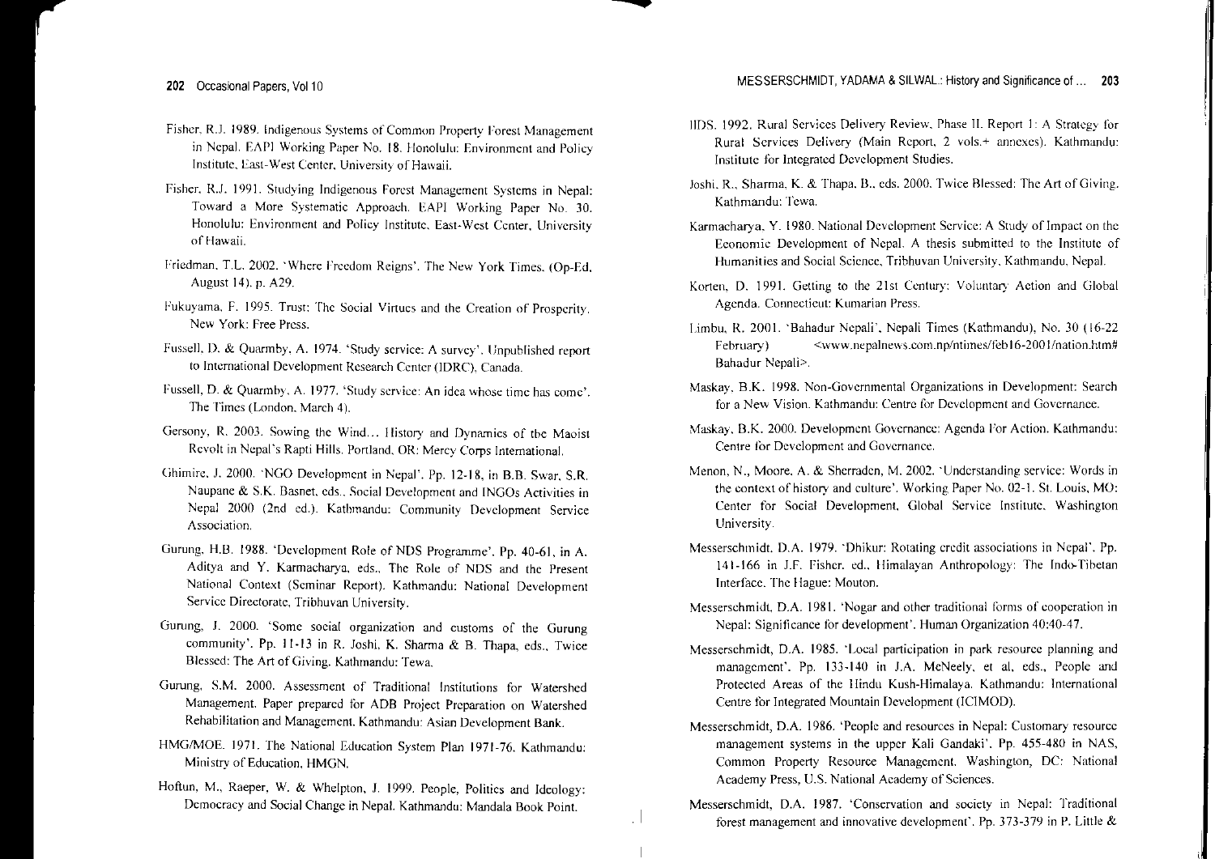Fisher, R.J. 1989. Indigenous Systems of Common Property Forest Management in Nepal. EAPI Working Paper No. 18. Honolulu: Environment and Policy Institute, East-West Center, University of Hawaii.

Fisher, R.J. 1991. Studying Indigenous Forest Management Systems in Nepal: Toward a More Systematic Approach. EAPI Working Paper No. 30. Honolulu: Environment and Policy Institute, East-West Center, University of Hawaii.

Friedman, T.L. 2002. 'Where Freedom Reigns'. The New York Times. (Op-Ed, August 14), p. A29.

Fukuyama, F. 1995. Trust: The Social Virtues and the Creation of Prosperity. New York: Free Press.

Fussell, D. & Quarmby, A. 1974. 'Study service: A survey'. Unpublished report to International Development Research Center (IDRC), Canada.

Fussell, D. & Quarmby, A. 1977. 'Study service: An idea whose time has come'. The Times (London, March 4).

Gersony, R. 2003. Sowing the Wind... History and Dynamics of the Maoist Revolt in Nepal's Rapti Hills. Portland, OR: Mercy Corps International.

Ghimire, J. 2000. 'NGO Development in Nepal'. Pp. 12-18, in B.B. Swar, S.R. Naupane & S.K. Basnet, eds., Social Development and INGOs Activities in Nepal 2000 (2nd ed.). Kathmandu: Community Development Service Association.

Gurung, H.B. 1988. 'Development Role of NDS Programme'. Pp. 40-61, in A. Aditya and Y. Karmacharya, eds., The Role of NDS and the Present National Context (Seminar Report). Kathmandu: National Development Service Directorate, Tribhuvan University.

Gurung, J. 2000. 'Some social organization and customs of the Gurung community'. Pp. 11-13 in R. Joshi, K. Sharma & B. Thapa, eds., Twice Blessed: The Art of Giving. Kathmandu: Tewa.

Gurung, S.M. 2000. Assessment of Traditional Institutions for Watershed Management. Paper prepared for ADB Project Preparation on Watershed Rehabilitation and Management. Kathmandu: Asian Development Bank.

HMG/MOE. 1971. The National Education System Plan 1971-76. Kathmandu: Ministry of Education, HMGN.

Hoftun, M., Raeper, W. & Whelpton, J. 1999. People, Politics and Ideology: Democracy and Social Change in Nepal. Kathmandu: Mandala Book Point.

IIDS. 1992. Rural Services Delivery Review, Phase II. Report 1: A Strategy for Rural Services Delivery (Main Report, 2 vols.+ annexes). Kathmandu: Institute for Integrated Development Studies.

Joshi, R., Sharma, K. & Thapa, B., eds. 2000. Twice Blessed: The Art of Giving. Kathmandu: Tewa.

Karmacharya, Y. 1980. National Development Service: A Study of Impact on the Economic Development of Nepal. A thesis submitted to the Institute of Humanities and Social Science, Tribhuvan University, Kathmandu, Nepal.

Korten, D. 1991. Getting to the 21st Century: Voluntary Action and Global Agenda. Connecticut: Kumarian Press.

Limbu, R. 2001. 'Bahadur Nepali', Nepali Times (Kathmandu), No. 30 (16-22 February) <www.nepalnews.com.np/ntimes/feb16-2001/nation.htm#Bahadur Nepali>.

Maskay, B.K. 1998. Non-Governmental Organizations in Development: Search for a New Vision. Kathmandu: Centre for Development and Governance.

Maskay, B.K. 2000. Development Governance: Agenda For Action. Kathmandu: Centre for Development and Governance.

Menon, N., Moore, A. & Sherraden, M. 2002. 'Understanding service: Words in the context of history and culture'. Working Paper No. 02-1. St. Louis, MO: Center for Social Development, Global Service Institute, Washington University.

Messerschmidt, D.A. 1979. 'Dhikur: Rotating credit associations in Nepal'. Pp. 141-166 in J.F. Fisher, ed., Himalayan Anthropology: The Indo-Tibetan Interface. The Hague: Mouton.

Messerschmidt, D.A. 1981. 'Nogar and other traditional forms of cooperation in Nepal: Significance for development'. Human Organization 40:40-47.

Messerschmidt, D.A. 1985. 'Local participation in park resource planning and management'. Pp. 133-140 in J.A. McNeely, et al, eds., People and Protected Areas of the Hindu Kush-Himalaya. Kathmandu: International Centre for Integrated Mountain Development (ICIMOD).

Messerschmidt, D.A. 1986. 'People and resources in Nepal: Customary resource management systems in the upper Kali Gandaki'. Pp. 455-480 in NAS, Common Property Resource Management. Washington, DC: National Academy Press, U.S. National Academy of Sciences.

Messerschmidt, D.A. 1987. 'Conservation and society in Nepal: Traditional forest management and innovative development'. Pp. 373-379 in P. Little &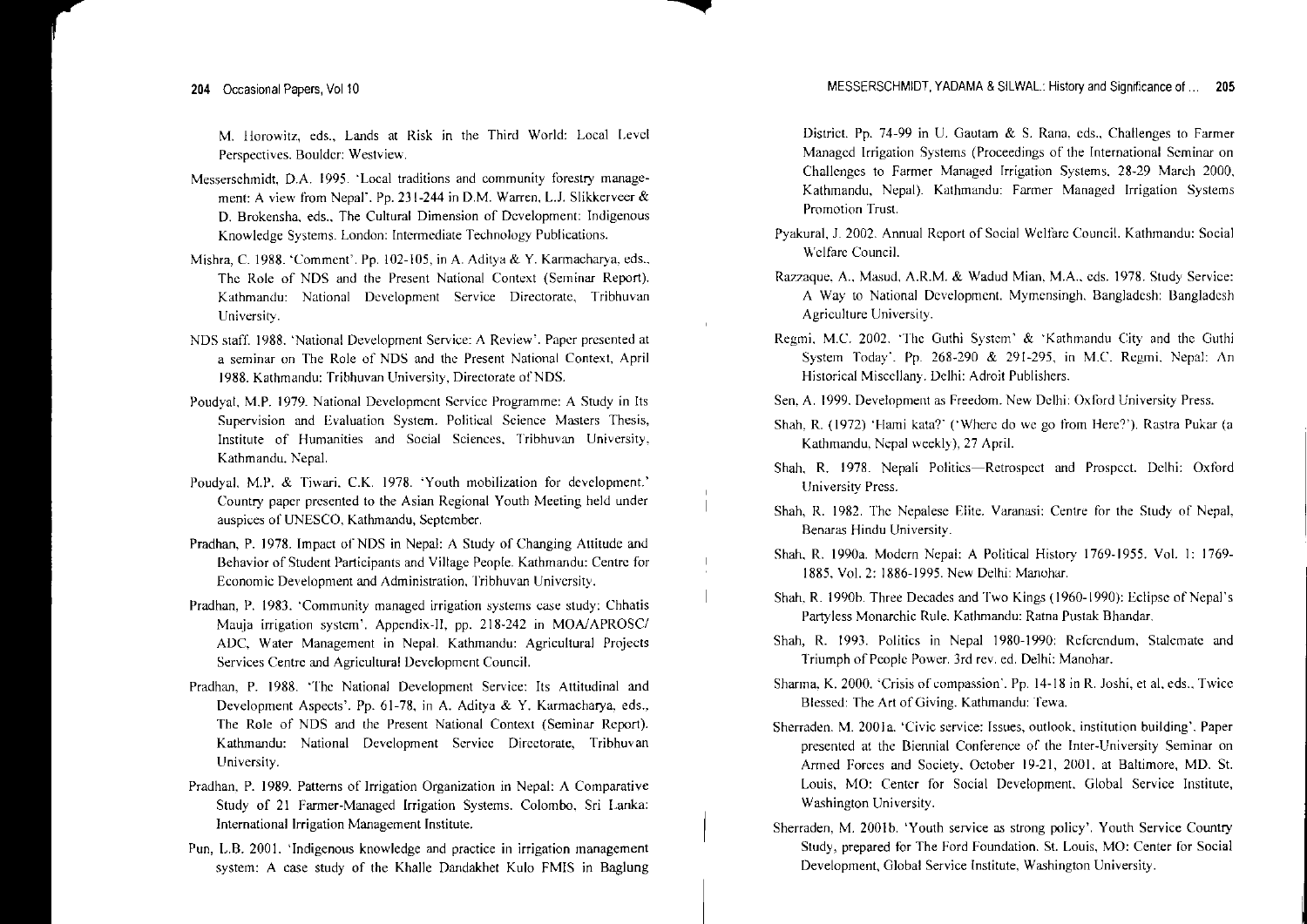M. Horowitz, eds., Lands at Risk in the Third World: Local Level Perspectives. Boulder: Westview.

Messerschmidt, D.A. 1995. 'Local traditions and community forestry management: A view from Nepal'. Pp. 231-244 in D.M. Warren, L.J. Slikkerveer & D. Brokensha, eds., The Cultural Dimension of Development: Indigenous Knowledge Systems. London: Intermediate Technology Publications.

Mishra, C. 1988. 'Comment'. Pp. 102-105, in A. Aditya & Y. Karmacharya, eds., The Role of NDS and the Present National Context (Seminar Report). Kathmandu: National Development Service Directorate, Tribhuvan University.

NDS staff. 1988. 'National Development Service: A Review'. Paper presented at a seminar on The Role of NDS and the Present National Context, April 1988. Kathmandu: Tribhuvan University, Directorate of NDS.

Poudyal, M.P. 1979. National Development Service Programme: A Study in Its Supervision and Evaluation System. Political Science Masters Thesis, Institute of Humanities and Social Sciences, Tribhuvan University, Kathmandu, Nepal.

Poudyal, M.P. & Tiwari, C.K. 1978. 'Youth mobilization for development.' Country paper presented to the Asian Regional Youth Meeting held under auspices of UNESCO, Kathmandu, September.

Pradhan, P. 1978. Impact of NDS in Nepal: A Study of Changing Attitude and Behavior of Student Participants and Village People. Kathmandu: Centre for Economic Development and Administration, Tribhuvan University.

Pradhan, P. 1983. 'Community managed irrigation systems case study: Chhatis Mauja irrigation system'. Appendix-II, pp. 218-242 in MOA/APROSC/ADC, Water Management in Nepal. Kathmandu: Agricultural Projects Services Centre and Agricultural Development Council.

Pradhan, P. 1988. 'The National Development Service: Its Attitudinal and Development Aspects'. Pp. 61-78, in A. Aditya & Y. Karmacharya, eds., The Role of NDS and the Present National Context (Seminar Report). Kathmandu: National Development Service Directorate, Tribhuvan University.

Pradhan, P. 1989. Patterns of Irrigation Organization in Nepal: A Comparative Study of 21 Farmer-Managed Irrigation Systems. Colombo, Sri Lanka: International Irrigation Management Institute.

Pun, L.B. 2001. 'Indigenous knowledge and practice in irrigation management system: A case study of the Khalle Dandakhet Kulo FMIS in Baglung District. Pp. 74-99 in U. Gautam & S. Rana, eds., Challenges to Farmer Managed Irrigation Systems (Proceedings of the International Seminar on Challenges to Farmer Managed Irrigation Systems, 28-29 March 2000, Kathmandu, Nepal). Kathmandu: Farmer Managed Irrigation Systems Promotion Trust.

Pyakural, J. 2002. Annual Report of Social Welfare Council. Kathmandu: Social Welfare Council.

Razzaque, A., Masud, A.R.M. & Wadud Mian, M.A., eds. 1978. Study Service: A Way to National Development. Mymensingh, Bangladesh: Bangladesh Agriculture University.

Regmi, M.C. 2002. 'The Guthi System' & 'Kathmandu City and the Guthi System Today'. Pp. 268-290 & 291-295, in M.C. Regmi, Nepal: An Historical Miscellany. Delhi: Adroit Publishers.

Sen, A. 1999. Development as Freedom. New Delhi: Oxford University Press.

Shah, R. (1972) 'Hami kata?' ('Where do we go from Here?'). Rastra Pukar (a Kathmandu, Nepal weekly), 27 April.

Shah, R. 1978. Nepali Politics—Retrospect and Prospect. Delhi: Oxford University Press.

Shah, R. 1982. The Nepalese Elite. Varanasi: Centre for the Study of Nepal, Benaras Hindu University.

Shah, R. 1990a. Modern Nepal: A Political History 1769-1955. Vol. 1: 1769-1885, Vol. 2: 1886-1995. New Delhi: Manohar.

Shah, R. 1990b. Three Decades and Two Kings (1960-1990): Eclipse of Nepal's Partyless Monarchic Rule. Kathmandu: Ratna Pustak Bhandar.

Shah, R. 1993. Politics in Nepal 1980-1990: Referendum, Stalemate and Triumph of People Power. 3rd rev. ed. Delhi: Manohar.

Sharma, K. 2000. 'Crisis of compassion'. Pp. 14-18 in R. Joshi, et al, eds., Twice Blessed: The Art of Giving. Kathmandu: Tewa.

Sherraden, M. 2001a. 'Civic service: Issues, outlook, institution building'. Paper presented at the Biennial Conference of the Inter-University Seminar on Armed Forces and Society, October 19-21, 2001, at Baltimore, MD. St. Louis, MO: Center for Social Development, Global Service Institute, Washington University.

Sherraden, M. 2001b. 'Youth service as strong policy'. Youth Service Country Study, prepared for The Ford Foundation. St. Louis, MO: Center for Social Development, Global Service Institute, Washington University.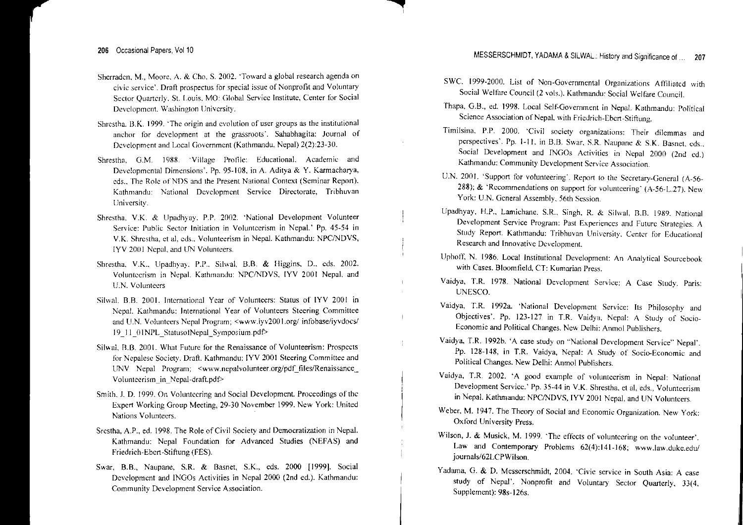Sherraden, M., Moore, A. & Cho, S. 2002. 'Toward a global research agenda on civic service'. Draft prospectus for special issue of Nonprofit and Voluntary Sector Quarterly. St. Louis, MO: Global Service Institute, Center for Social Development, Washington University.

Shrestha, B.K. 1999. 'The origin and evolution of user groups as the institutional anchor for development at the grassroots'. Sahabhagita: Journal of Development and Local Government (Kathmandu, Nepal) 2(2):23-30.

Shrestha, G.M. 1988. 'Village Profile: Educational, Academic and Developmental Dimensions'. Pp. 95-108, in A. Aditya & Y. Karmacharya, eds., The Role of NDS and the Present National Context (Seminar Report). Kathmandu: National Development Service Directorate, Tribhuvan University.

Shrestha, V.K. & Upadhyay, P.P. 2002. 'National Development Volunteer Service: Public Sector Initiation in Volunteerism in Nepal.' Pp. 45-54 in V.K. Shrestha, et al, eds., Volunteerism in Nepal. Kathmandu: NPC/NDVS, IYV 2001 Nepal, and UN Volunteers.

Shrestha, V.K., Upadhyay, P.P., Silwal, B.B. & Higgins, D., eds. 2002. Volunteerism in Nepal. Kathmandu: NPC/NDVS, IYV 2001 Nepal, and U.N. Volunteers

Silwal, B.B. 2001. International Year of Volunteers: Status of IYV 2001 in Nepal. Kathmandu: International Year of Volunteers Steering Committee and U.N. Volunteers Nepal Program; <www.iyv2001.org/ infobase/iyvdocs/ 19_11_01NPL_StatusofNepal_Symposium.pdf>

Silwal, B.B. 2001. What Future for the Renaissance of Volunteerism: Prospects for Nepalese Society. Draft. Kathmandu: IYV 2001 Steering Committee and UNV Nepal Program; <www.nepalvolunteer.org/pdf_files/Renaissance_ Volunteerism_in_Nepal-draft.pdf>

Smith, J. D. 1999. On Volunteering and Social Development. Proceedings of the Expert Working Group Meeting, 29-30 November 1999. New York: United Nations Volunteers.

Srestha, A.P., ed. 1998. The Role of Civil Society and Democratization in Nepal. Kathmandu: Nepal Foundation for Advanced Studies (NEFAS) and Friedrich-Ebert-Stiftung (FES).

Swar, B.B., Naupane, S.R. & Basnet, S.K., eds. 2000 [1999]. Social Development and INGOs Activities in Nepal 2000 (2nd ed.). Kathmandu: Community Development Service Association.

SWC. 1999-2000. List of Non-Governmental Organizations Affiliated with Social Welfare Council (2 vols.). Kathmandu: Social Welfare Council.

Thapa, G.B., ed. 1998. Local Self-Government in Nepal. Kathmandu: Political Science Association of Nepal, with Friedrich-Ebert-Stiftung.

Timilsina, P.P. 2000. 'Civil society organizations: Their dilemmas and perspectives'. Pp. 1-11, in B.B. Swar, S.R. Naupane & S.K. Basnet, eds., Social Development and INGOs Activities in Nepal 2000 (2nd ed.) Kathmandu: Community Development Service Association.

U.N. 2001. 'Support for volunteering'. Report to the Secretary-General (A-56-288); & 'Recommendations on support for volunteering' (A-56-L.27). New York: U.N. General Assembly, 56th Session.

Upadhyay, H.P., Lamichane, S.R., Singh, R. & Silwal, B.B. 1989. National Development Service Program: Past Experiences and Future Strategies. A Study Report. Kathmandu: Tribhuvan University, Center for Educational Research and Innovative Development.

Uphoff, N. 1986. Local Institutional Development: An Analytical Sourcebook with Cases. Bloomfield, CT: Kumarian Press.

Vaidya, T.R. 1978. National Development Service: A Case Study. Paris: UNESCO.

Vaidya, T.R. 1992a. 'National Development Service: Its Philosophy and Objectives'. Pp. 123-127 in T.R. Vaidya, Nepal: A Study of Socio-Economic and Political Changes. New Delhi: Anmol Publishers.

Vaidya, T.R. 1992b. 'A case study on "National Development Service" Nepal'. Pp. 128-148, in T.R. Vaidya, Nepal: A Study of Socio-Economic and Political Changes. New Delhi: Anmol Publishers.

Vaidya, T.R. 2002. 'A good example of volunteerism in Nepal: National Development Service.' Pp. 35-44 in V.K. Shrestha, et al, eds., Volunteerism in Nepal. Kathmandu: NPC/NDVS, IYV 2001 Nepal, and UN Volunteers.

Weber, M. 1947. The Theory of Social and Economic Organization. New York: Oxford University Press.

Wilson, J. & Musick, M. 1999. 'The effects of volunteering on the volunteer'. Law and Contemporary Problems 62(4):141-168; www.law.duke.edu/ journals/62LCPWilson.

Yadama, G. & D. Messerschmidt, 2004. 'Civic service in South Asia: A case study of Nepal'. Nonprofit and Voluntary Sector Quarterly, 33(4, Supplement): 98s-126s.